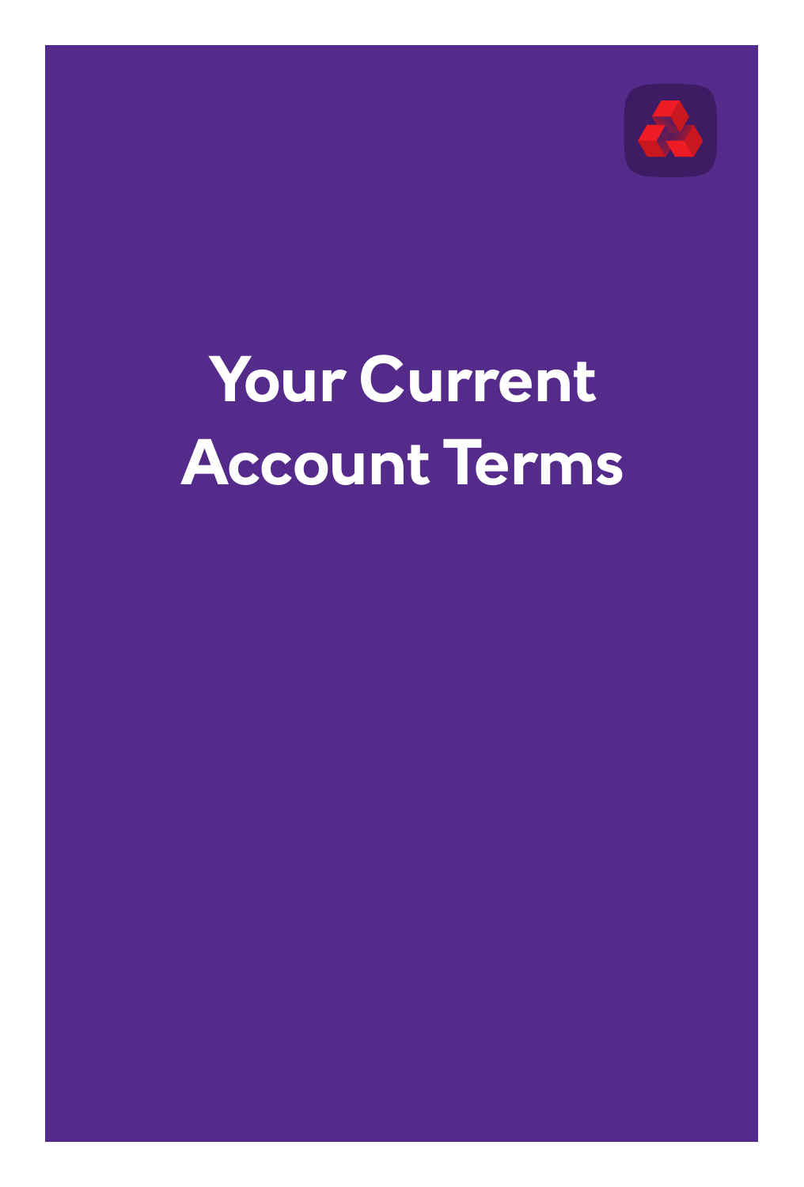# Your Current Account Terms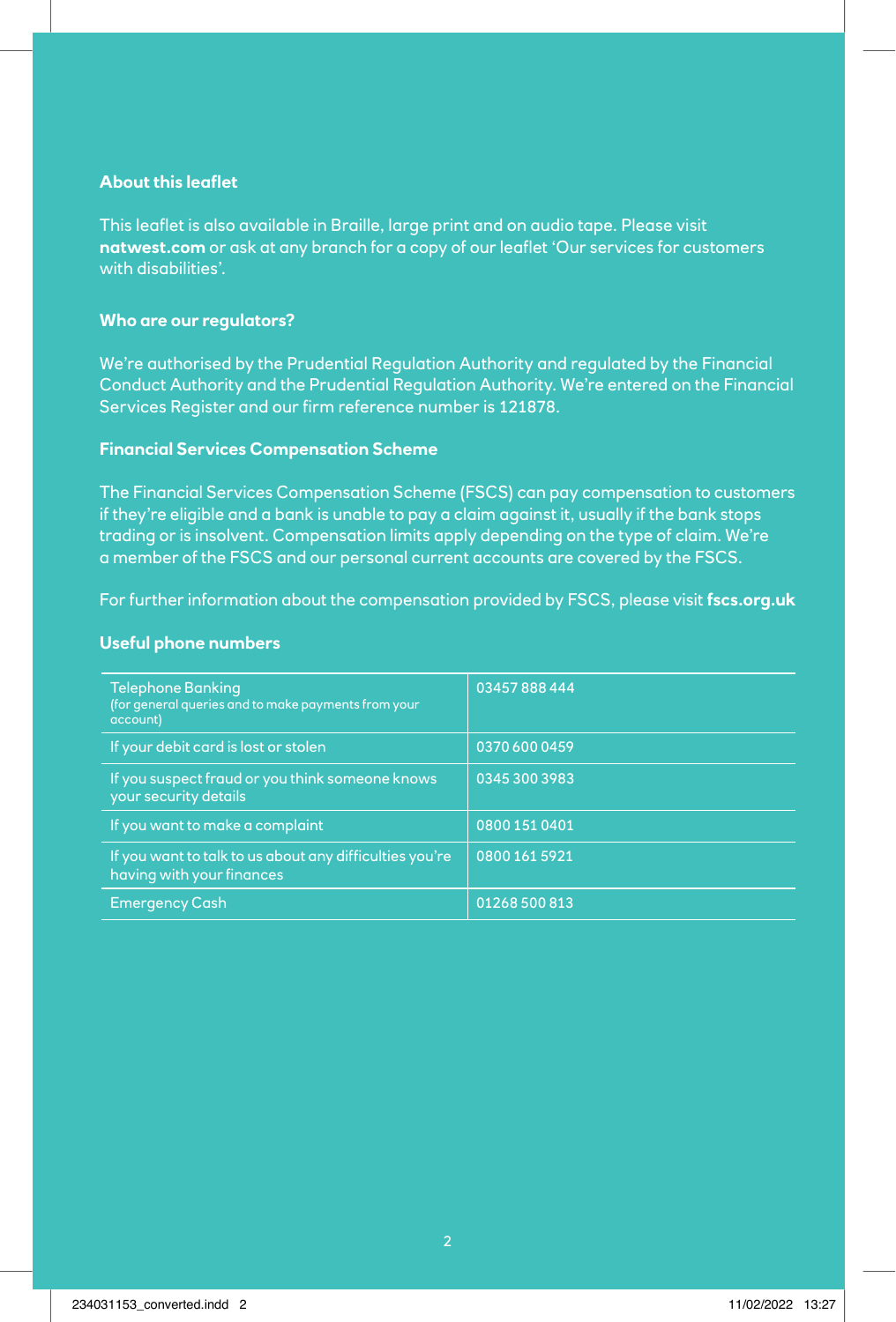### About this leaflet

This leaflet is also available in Braille, large print and on audio tape. Please visit **natwest.com** or ask at any branch for a copy of our leaflet 'Our services for customers with disabilities'.

### Who are our regulators?

We're authorised by the Prudential Regulation Authority and regulated by the Financial Conduct Authority and the Prudential Regulation Authority. We're entered on the Financial Services Register and our firm reference number is 121878.

### Financial Services Compensation Scheme

The Financial Services Compensation Scheme (FSCS) can pay compensation to customers if they're eligible and a bank is unable to pay a claim against it, usually if the bank stops trading or is insolvent. Compensation limits apply depending on the type of claim. We're a member of the FSCS and our personal current accounts are covered by the FSCS.

For further information about the compensation provided by FSCS, please visit **fscs.org.uk**

### Useful phone numbers

| | |
|---|---|
| Telephone Banking (for general queries and to make payments from your account) | 03457 888 444 |
| If your debit card is lost or stolen | 0370 600 0459 |
| If you suspect fraud or you think someone knows your security details | 0345 300 3983 |
| If you want to make a complaint | 0800 151 0401 |
| If you want to talk to us about any difficulties you're having with your finances | 0800 161 5921 |
| Emergency Cash | 01268 500 813 |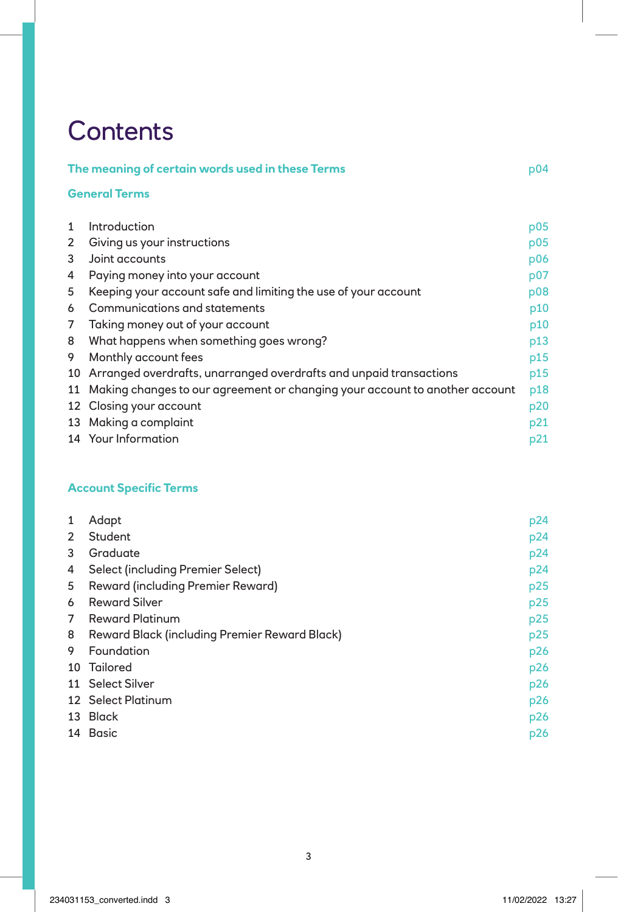# Contents

**The meaning of certain words used in these Terms** p04

## General Terms

| | | |
|---|---|---|
| 1 | Introduction | p05 |
| 2 | Giving us your instructions | p05 |
| 3 | Joint accounts | p06 |
| 4 | Paying money into your account | p07 |
| 5 | Keeping your account safe and limiting the use of your account | p08 |
| 6 | Communications and statements | p10 |
| 7 | Taking money out of your account | p10 |
| 8 | What happens when something goes wrong? | p13 |
| 9 | Monthly account fees | p15 |
| 10 | Arranged overdrafts, unarranged overdrafts and unpaid transactions | p15 |
| 11 | Making changes to our agreement or changing your account to another account | p18 |
| 12 | Closing your account | p20 |
| 13 | Making a complaint | p21 |
| 14 | Your Information | p21 |

## Account Specific Terms

| | | |
|---|---|---|
| 1 | Adapt | p24 |
| 2 | Student | p24 |
| 3 | Graduate | p24 |
| 4 | Select (including Premier Select) | p24 |
| 5 | Reward (including Premier Reward) | p25 |
| 6 | Reward Silver | p25 |
| 7 | Reward Platinum | p25 |
| 8 | Reward Black (including Premier Reward Black) | p25 |
| 9 | Foundation | p26 |
| 10 | Tailored | p26 |
| 11 | Select Silver | p26 |
| 12 | Select Platinum | p26 |
| 13 | Black | p26 |
| 14 | Basic | p26 |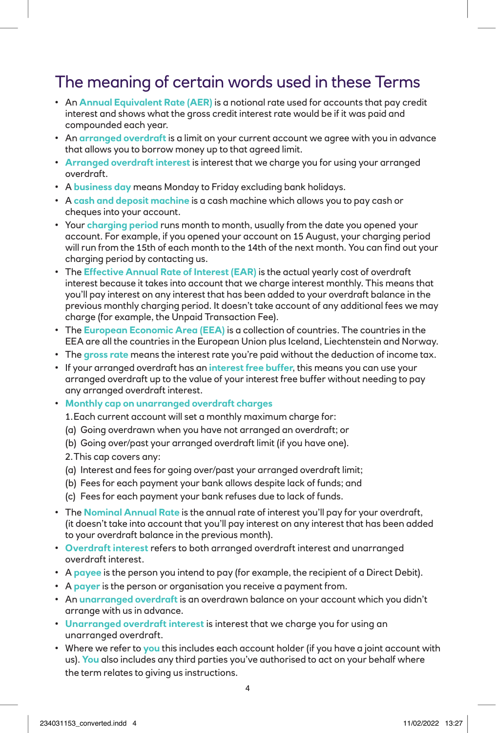# The meaning of certain words used in these Terms

- An **Annual Equivalent Rate (AER)** is a notional rate used for accounts that pay credit interest and shows what the gross credit interest rate would be if it was paid and compounded each year.
- An **arranged overdraft** is a limit on your current account we agree with you in advance that allows you to borrow money up to that agreed limit.
- **Arranged overdraft interest** is interest that we charge you for using your arranged overdraft.
- A **business day** means Monday to Friday excluding bank holidays.
- A **cash and deposit machine** is a cash machine which allows you to pay cash or cheques into your account.
- Your **charging period** runs month to month, usually from the date you opened your account. For example, if you opened your account on 15 August, your charging period will run from the 15th of each month to the 14th of the next month. You can find out your charging period by contacting us.
- The **Effective Annual Rate of Interest (EAR)** is the actual yearly cost of overdraft interest because it takes into account that we charge interest monthly. This means that you'll pay interest on any interest that has been added to your overdraft balance in the previous monthly charging period. It doesn't take account of any additional fees we may charge (for example, the Unpaid Transaction Fee).
- The **European Economic Area (EEA)** is a collection of countries. The countries in the EEA are all the countries in the European Union plus Iceland, Liechtenstein and Norway.
- The **gross rate** means the interest rate you're paid without the deduction of income tax.
- If your arranged overdraft has an **interest free buffer**, this means you can use your arranged overdraft up to the value of your interest free buffer without needing to pay any arranged overdraft interest.
- **Monthly cap on unarranged overdraft charges**

  1. Each current account will set a monthly maximum charge for:

  (a) Going overdrawn when you have not arranged an overdraft; or

  (b) Going over/past your arranged overdraft limit (if you have one).

  2. This cap covers any:

  (a) Interest and fees for going over/past your arranged overdraft limit;

  (b) Fees for each payment your bank allows despite lack of funds; and

  (c) Fees for each payment your bank refuses due to lack of funds.
- The **Nominal Annual Rate** is the annual rate of interest you'll pay for your overdraft, (it doesn't take into account that you'll pay interest on any interest that has been added to your overdraft balance in the previous month).
- **Overdraft interest** refers to both arranged overdraft interest and unarranged overdraft interest.
- A **payee** is the person you intend to pay (for example, the recipient of a Direct Debit).
- A **payer** is the person or organisation you receive a payment from.
- An **unarranged overdraft** is an overdrawn balance on your account which you didn't arrange with us in advance.
- **Unarranged overdraft interest** is interest that we charge you for using an unarranged overdraft.
- Where we refer to **you** this includes each account holder (if you have a joint account with us). **You** also includes any third parties you've authorised to act on your behalf where the term relates to giving us instructions.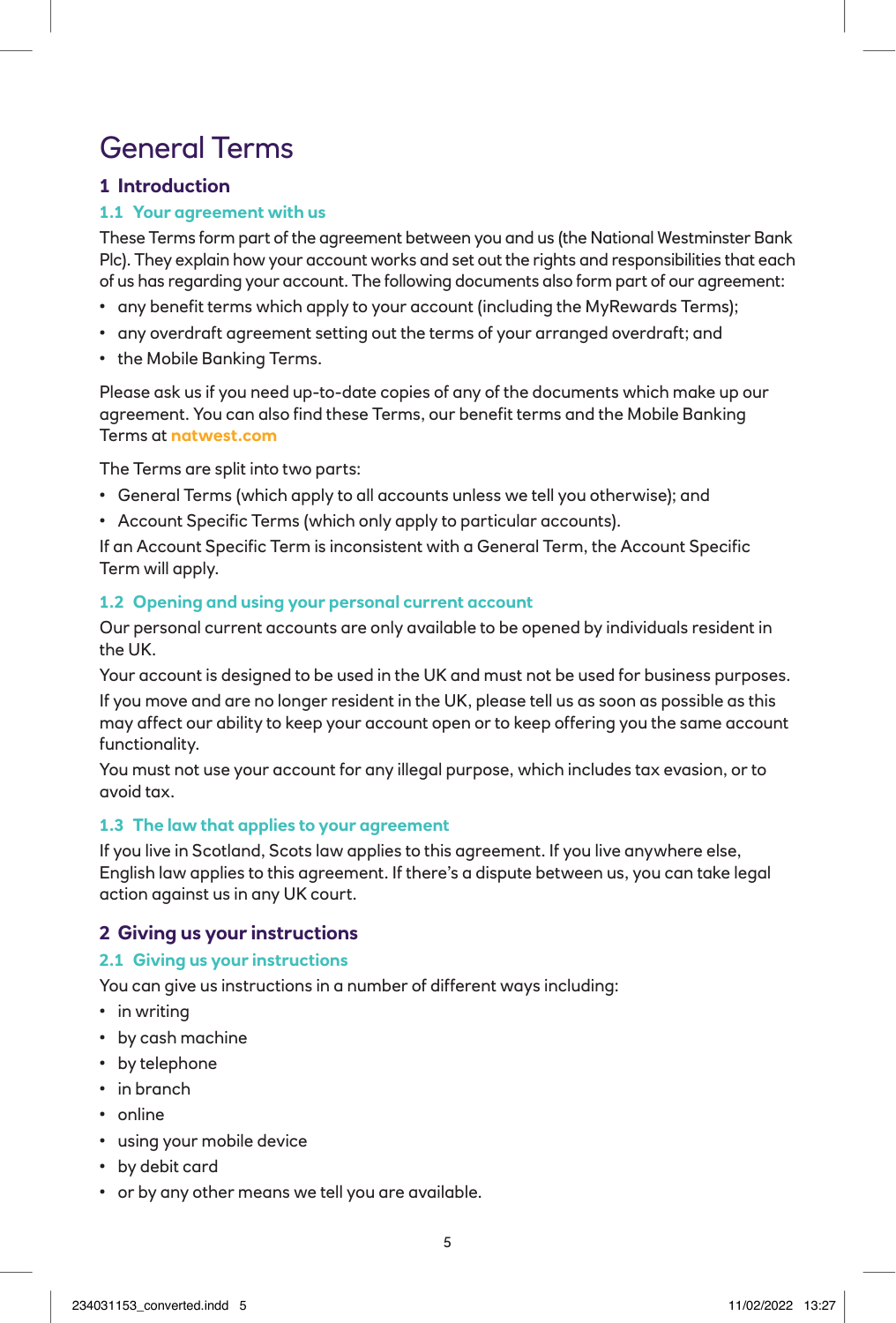# General Terms

## 1 Introduction

### 1.1 Your agreement with us

These Terms form part of the agreement between you and us (the National Westminster Bank Plc). They explain how your account works and set out the rights and responsibilities that each of us has regarding your account. The following documents also form part of our agreement:

- any benefit terms which apply to your account (including the MyRewards Terms);
- any overdraft agreement setting out the terms of your arranged overdraft; and
- the Mobile Banking Terms.

Please ask us if you need up-to-date copies of any of the documents which make up our agreement. You can also find these Terms, our benefit terms and the Mobile Banking Terms at **natwest.com**

The Terms are split into two parts:

- General Terms (which apply to all accounts unless we tell you otherwise); and
- Account Specific Terms (which only apply to particular accounts).

If an Account Specific Term is inconsistent with a General Term, the Account Specific Term will apply.

### 1.2 Opening and using your personal current account

Our personal current accounts are only available to be opened by individuals resident in the UK.

Your account is designed to be used in the UK and must not be used for business purposes.

If you move and are no longer resident in the UK, please tell us as soon as possible as this may affect our ability to keep your account open or to keep offering you the same account functionality.

You must not use your account for any illegal purpose, which includes tax evasion, or to avoid tax.

### 1.3 The law that applies to your agreement

If you live in Scotland, Scots law applies to this agreement. If you live anywhere else, English law applies to this agreement. If there's a dispute between us, you can take legal action against us in any UK court.

## 2 Giving us your instructions

### 2.1 Giving us your instructions

You can give us instructions in a number of different ways including:

- in writing
- by cash machine
- by telephone
- in branch
- online
- using your mobile device
- by debit card
- or by any other means we tell you are available.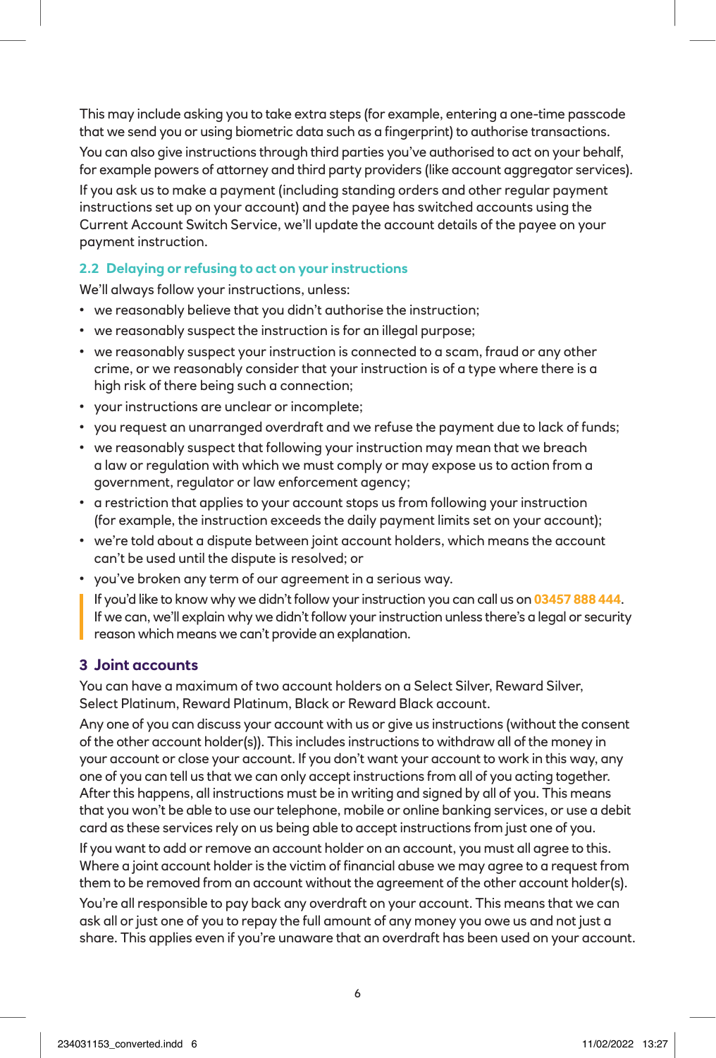This may include asking you to take extra steps (for example, entering a one-time passcode that we send you or using biometric data such as a fingerprint) to authorise transactions.

You can also give instructions through third parties you've authorised to act on your behalf, for example powers of attorney and third party providers (like account aggregator services).

If you ask us to make a payment (including standing orders and other regular payment instructions set up on your account) and the payee has switched accounts using the Current Account Switch Service, we'll update the account details of the payee on your payment instruction.

### 2.2 Delaying or refusing to act on your instructions

We'll always follow your instructions, unless:

- we reasonably believe that you didn't authorise the instruction;
- we reasonably suspect the instruction is for an illegal purpose;
- we reasonably suspect your instruction is connected to a scam, fraud or any other crime, or we reasonably consider that your instruction is of a type where there is a high risk of there being such a connection;
- your instructions are unclear or incomplete;
- you request an unarranged overdraft and we refuse the payment due to lack of funds;
- we reasonably suspect that following your instruction may mean that we breach a law or regulation with which we must comply or may expose us to action from a government, regulator or law enforcement agency;
- a restriction that applies to your account stops us from following your instruction (for example, the instruction exceeds the daily payment limits set on your account);
- we're told about a dispute between joint account holders, which means the account can't be used until the dispute is resolved; or
- you've broken any term of our agreement in a serious way.

> If you'd like to know why we didn't follow your instruction you can call us on **03457 888 444**. If we can, we'll explain why we didn't follow your instruction unless there's a legal or security reason which means we can't provide an explanation.

## 3 Joint accounts

You can have a maximum of two account holders on a Select Silver, Reward Silver, Select Platinum, Reward Platinum, Black or Reward Black account.

Any one of you can discuss your account with us or give us instructions (without the consent of the other account holder(s)). This includes instructions to withdraw all of the money in your account or close your account. If you don't want your account to work in this way, any one of you can tell us that we can only accept instructions from all of you acting together. After this happens, all instructions must be in writing and signed by all of you. This means that you won't be able to use our telephone, mobile or online banking services, or use a debit card as these services rely on us being able to accept instructions from just one of you.

If you want to add or remove an account holder on an account, you must all agree to this. Where a joint account holder is the victim of financial abuse we may agree to a request from them to be removed from an account without the agreement of the other account holder(s).

You're all responsible to pay back any overdraft on your account. This means that we can ask all or just one of you to repay the full amount of any money you owe us and not just a share. This applies even if you're unaware that an overdraft has been used on your account.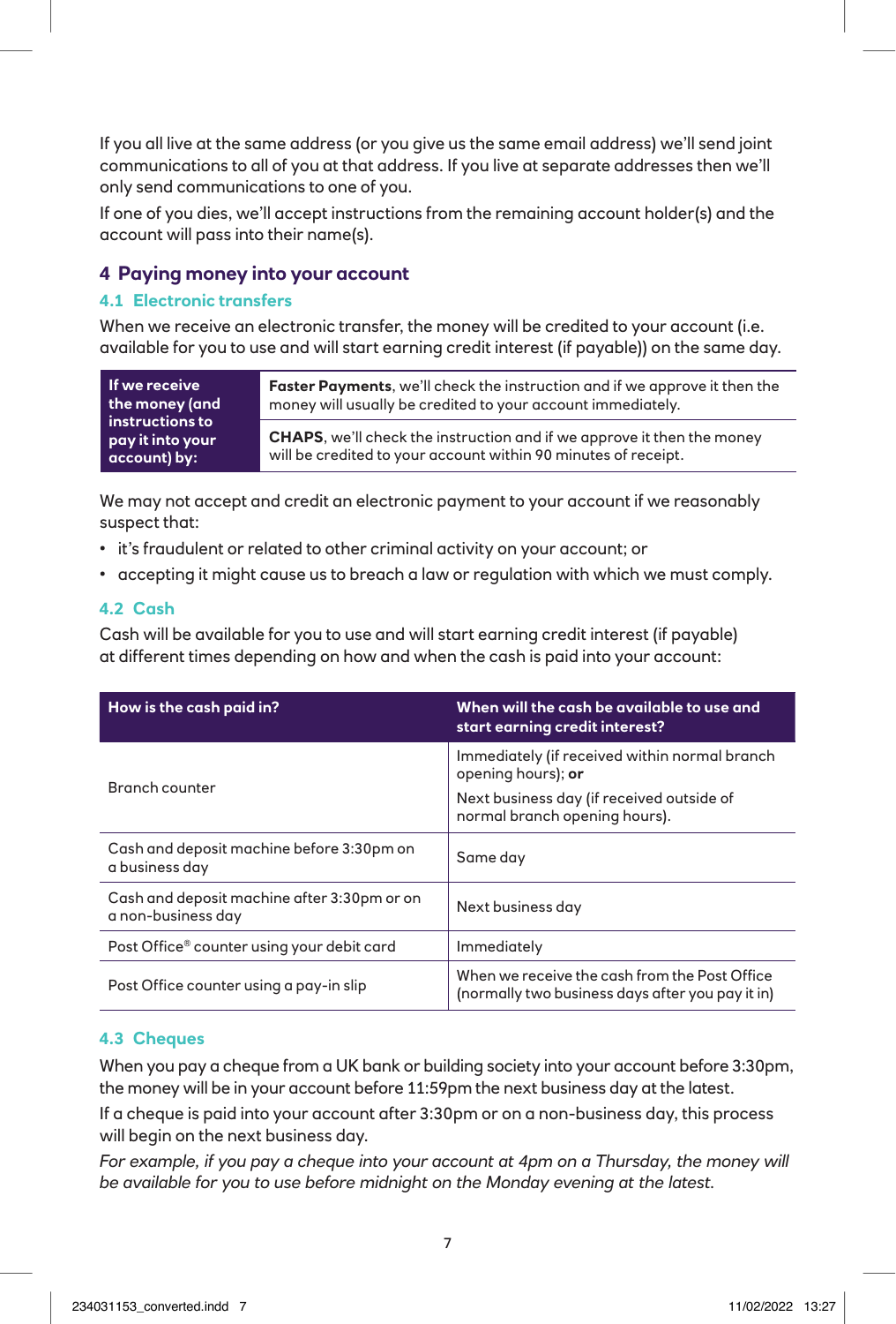If you all live at the same address (or you give us the same email address) we'll send joint communications to all of you at that address. If you live at separate addresses then we'll only send communications to one of you.

If one of you dies, we'll accept instructions from the remaining account holder(s) and the account will pass into their name(s).

## 4 Paying money into your account

### 4.1 Electronic transfers

When we receive an electronic transfer, the money will be credited to your account (i.e. available for you to use and will start earning credit interest (if payable)) on the same day.

| If we receive the money (and instructions to pay it into your account) by: | |
|---|---|
| | **Faster Payments**, we'll check the instruction and if we approve it then the money will usually be credited to your account immediately. |
| | **CHAPS**, we'll check the instruction and if we approve it then the money will be credited to your account within 90 minutes of receipt. |

We may not accept and credit an electronic payment to your account if we reasonably suspect that:

- it's fraudulent or related to other criminal activity on your account; or
- accepting it might cause us to breach a law or regulation with which we must comply.

### 4.2 Cash

Cash will be available for you to use and will start earning credit interest (if payable) at different times depending on how and when the cash is paid into your account:

| How is the cash paid in? | When will the cash be available to use and start earning credit interest? |
|---|---|
| Branch counter | Immediately (if received within normal branch opening hours); **or**<br>Next business day (if received outside of normal branch opening hours). |
| Cash and deposit machine before 3:30pm on a business day | Same day |
| Cash and deposit machine after 3:30pm or on a non-business day | Next business day |
| Post Office® counter using your debit card | Immediately |
| Post Office counter using a pay-in slip | When we receive the cash from the Post Office (normally two business days after you pay it in) |

### 4.3 Cheques

When you pay a cheque from a UK bank or building society into your account before 3:30pm, the money will be in your account before 11:59pm the next business day at the latest.

If a cheque is paid into your account after 3:30pm or on a non-business day, this process will begin on the next business day.

*For example, if you pay a cheque into your account at 4pm on a Thursday, the money will be available for you to use before midnight on the Monday evening at the latest.*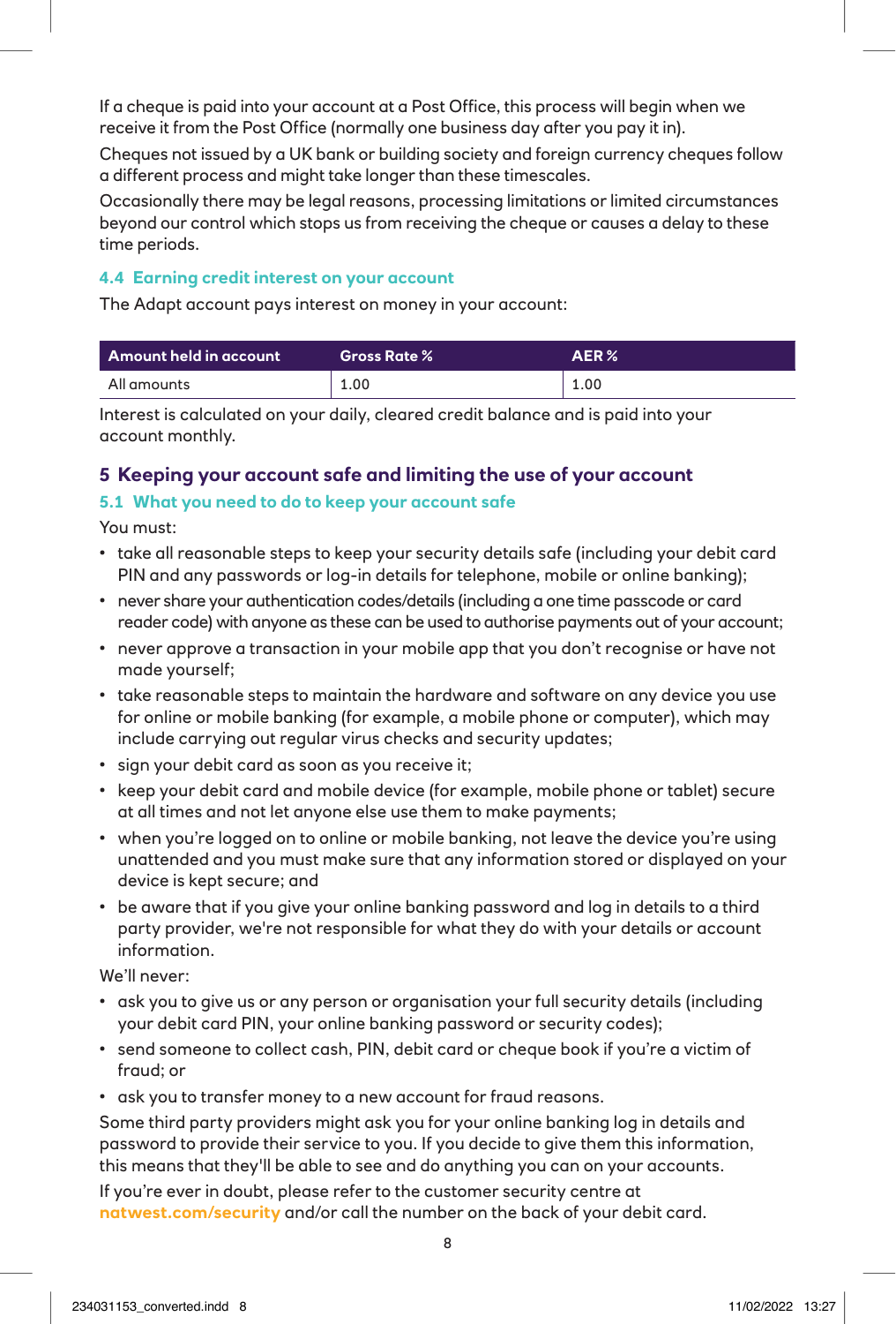If a cheque is paid into your account at a Post Office, this process will begin when we receive it from the Post Office (normally one business day after you pay it in).

Cheques not issued by a UK bank or building society and foreign currency cheques follow a different process and might take longer than these timescales.

Occasionally there may be legal reasons, processing limitations or limited circumstances beyond our control which stops us from receiving the cheque or causes a delay to these time periods.

### 4.4 Earning credit interest on your account

The Adapt account pays interest on money in your account:

| Amount held in account | Gross Rate % | AER % |
|---|---|---|
| All amounts | 1.00 | 1.00 |

Interest is calculated on your daily, cleared credit balance and is paid into your account monthly.

## 5 Keeping your account safe and limiting the use of your account

### 5.1 What you need to do to keep your account safe

You must:

- take all reasonable steps to keep your security details safe (including your debit card PIN and any passwords or log-in details for telephone, mobile or online banking);
- never share your authentication codes/details (including a one time passcode or card reader code) with anyone as these can be used to authorise payments out of your account;
- never approve a transaction in your mobile app that you don't recognise or have not made yourself;
- take reasonable steps to maintain the hardware and software on any device you use for online or mobile banking (for example, a mobile phone or computer), which may include carrying out regular virus checks and security updates;
- sign your debit card as soon as you receive it;
- keep your debit card and mobile device (for example, mobile phone or tablet) secure at all times and not let anyone else use them to make payments;
- when you're logged on to online or mobile banking, not leave the device you're using unattended and you must make sure that any information stored or displayed on your device is kept secure; and
- be aware that if you give your online banking password and log in details to a third party provider, we're not responsible for what they do with your details or account information.

We'll never:

- ask you to give us or any person or organisation your full security details (including your debit card PIN, your online banking password or security codes);
- send someone to collect cash, PIN, debit card or cheque book if you're a victim of fraud; or
- ask you to transfer money to a new account for fraud reasons.

Some third party providers might ask you for your online banking log in details and password to provide their service to you. If you decide to give them this information, this means that they'll be able to see and do anything you can on your accounts.

If you're ever in doubt, please refer to the customer security centre at **natwest.com/security** and/or call the number on the back of your debit card.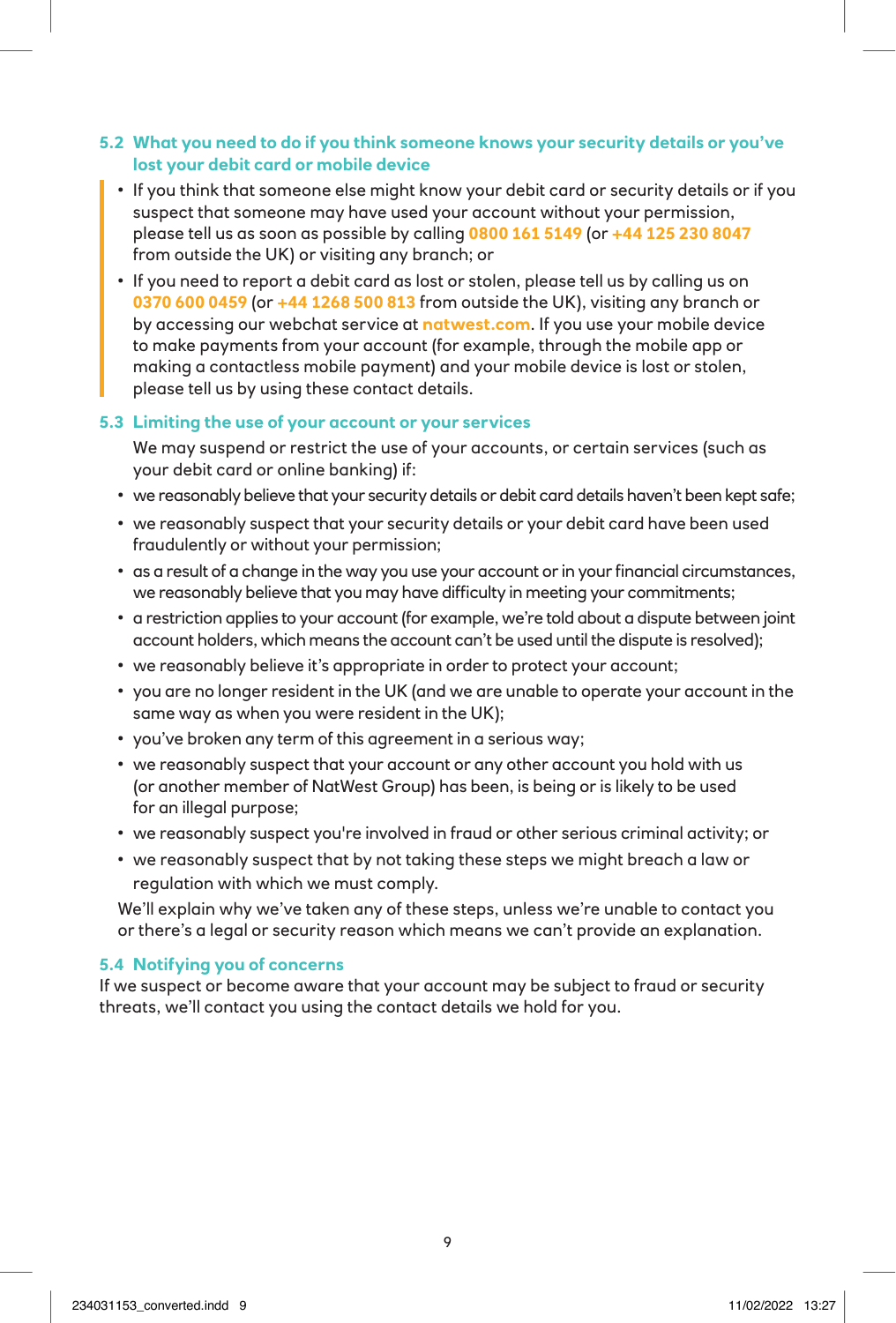### 5.2 What you need to do if you think someone knows your security details or you've lost your debit card or mobile device

- If you think that someone else might know your debit card or security details or if you suspect that someone may have used your account without your permission, please tell us as soon as possible by calling 0800 161 5149 (or +44 125 230 8047 from outside the UK) or visiting any branch; or
- If you need to report a debit card as lost or stolen, please tell us by calling us on 0370 600 0459 (or +44 1268 500 813 from outside the UK), visiting any branch or by accessing our webchat service at natwest.com. If you use your mobile device to make payments from your account (for example, through the mobile app or making a contactless mobile payment) and your mobile device is lost or stolen, please tell us by using these contact details.

### 5.3 Limiting the use of your account or your services

We may suspend or restrict the use of your accounts, or certain services (such as your debit card or online banking) if:

- we reasonably believe that your security details or debit card details haven't been kept safe;
- we reasonably suspect that your security details or your debit card have been used fraudulently or without your permission;
- as a result of a change in the way you use your account or in your financial circumstances, we reasonably believe that you may have difficulty in meeting your commitments;
- a restriction applies to your account (for example, we're told about a dispute between joint account holders, which means the account can't be used until the dispute is resolved);
- we reasonably believe it's appropriate in order to protect your account;
- you are no longer resident in the UK (and we are unable to operate your account in the same way as when you were resident in the UK);
- you've broken any term of this agreement in a serious way;
- we reasonably suspect that your account or any other account you hold with us (or another member of NatWest Group) has been, is being or is likely to be used for an illegal purpose;
- we reasonably suspect you're involved in fraud or other serious criminal activity; or
- we reasonably suspect that by not taking these steps we might breach a law or regulation with which we must comply.

We'll explain why we've taken any of these steps, unless we're unable to contact you or there's a legal or security reason which means we can't provide an explanation.

### 5.4 Notifying you of concerns

If we suspect or become aware that your account may be subject to fraud or security threats, we'll contact you using the contact details we hold for you.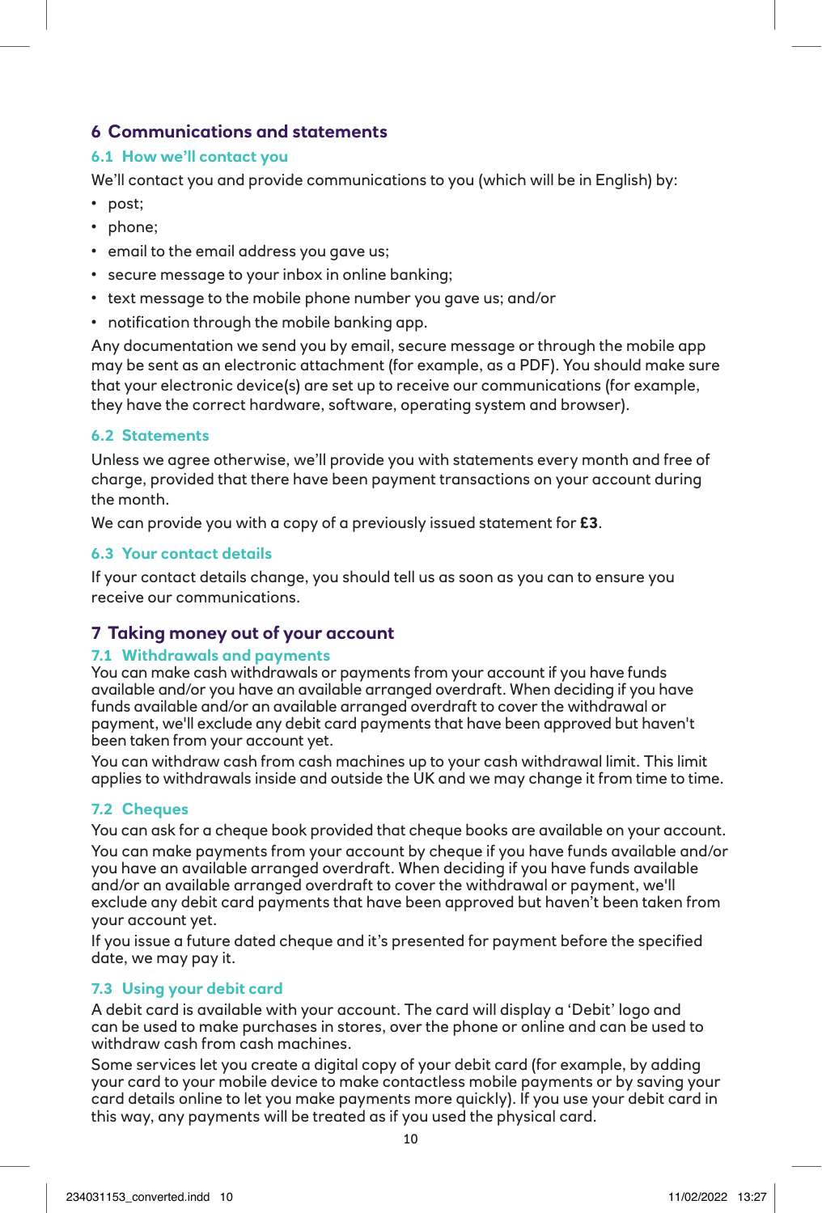## 6 Communications and statements

### 6.1 How we'll contact you

We'll contact you and provide communications to you (which will be in English) by:

- post;
- phone;
- email to the email address you gave us;
- secure message to your inbox in online banking;
- text message to the mobile phone number you gave us; and/or
- notification through the mobile banking app.

Any documentation we send you by email, secure message or through the mobile app may be sent as an electronic attachment (for example, as a PDF). You should make sure that your electronic device(s) are set up to receive our communications (for example, they have the correct hardware, software, operating system and browser).

### 6.2 Statements

Unless we agree otherwise, we'll provide you with statements every month and free of charge, provided that there have been payment transactions on your account during the month.

We can provide you with a copy of a previously issued statement for **£3**.

### 6.3 Your contact details

If your contact details change, you should tell us as soon as you can to ensure you receive our communications.

## 7 Taking money out of your account

### 7.1 Withdrawals and payments

You can make cash withdrawals or payments from your account if you have funds available and/or you have an available arranged overdraft. When deciding if you have funds available and/or an available arranged overdraft to cover the withdrawal or payment, we'll exclude any debit card payments that have been approved but haven't been taken from your account yet.

You can withdraw cash from cash machines up to your cash withdrawal limit. This limit applies to withdrawals inside and outside the UK and we may change it from time to time.

### 7.2 Cheques

You can ask for a cheque book provided that cheque books are available on your account.

You can make payments from your account by cheque if you have funds available and/or you have an available arranged overdraft. When deciding if you have funds available and/or an available arranged overdraft to cover the withdrawal or payment, we'll exclude any debit card payments that have been approved but haven't been taken from your account yet.

If you issue a future dated cheque and it's presented for payment before the specified date, we may pay it.

### 7.3 Using your debit card

A debit card is available with your account. The card will display a 'Debit' logo and can be used to make purchases in stores, over the phone or online and can be used to withdraw cash from cash machines.

Some services let you create a digital copy of your debit card (for example, by adding your card to your mobile device to make contactless mobile payments or by saving your card details online to let you make payments more quickly). If you use your debit card in this way, any payments will be treated as if you used the physical card.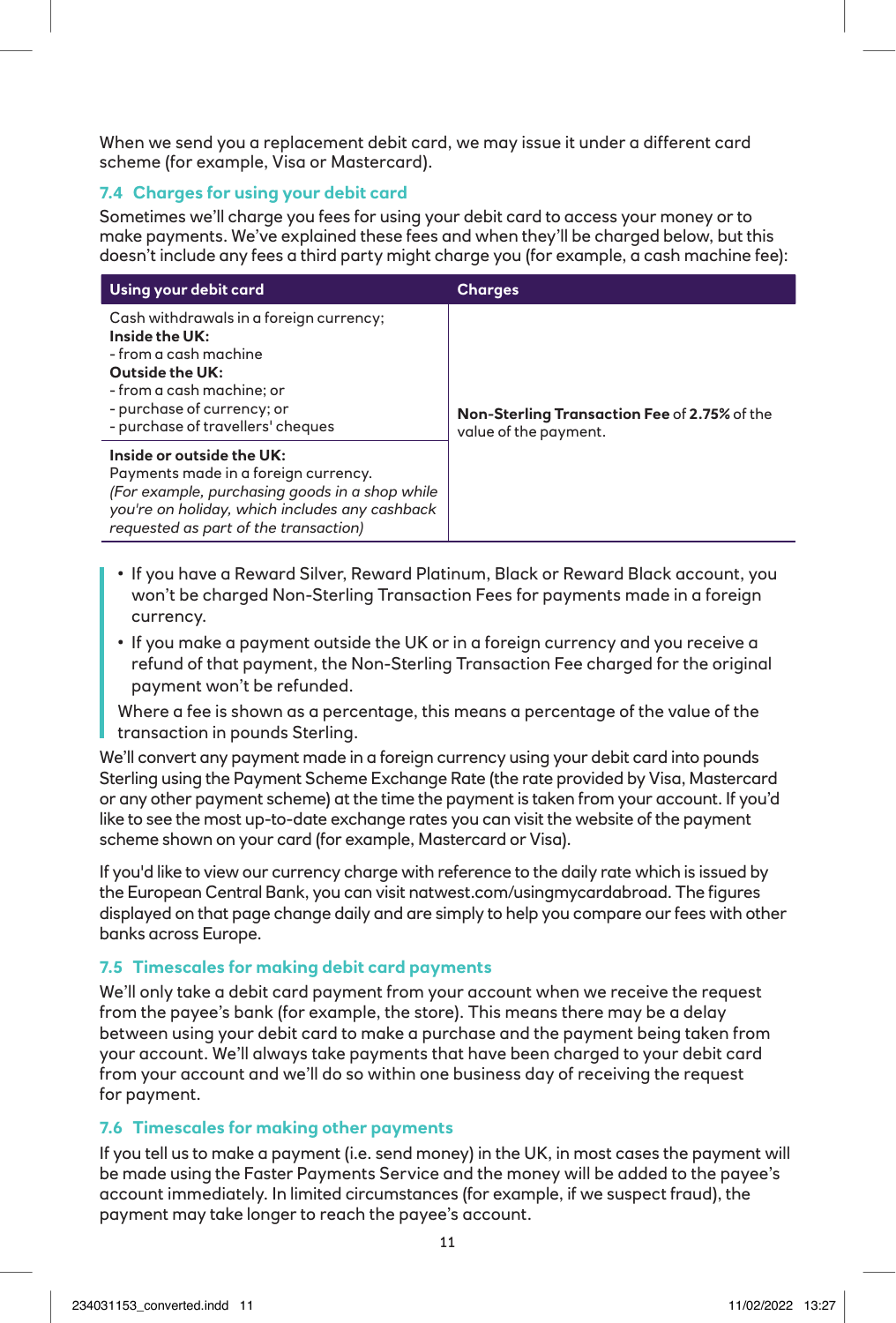When we send you a replacement debit card, we may issue it under a different card scheme (for example, Visa or Mastercard).

### 7.4 Charges for using your debit card

Sometimes we'll charge you fees for using your debit card to access your money or to make payments. We've explained these fees and when they'll be charged below, but this doesn't include any fees a third party might charge you (for example, a cash machine fee):

| Using your debit card | Charges |
| --- | --- |
| Cash withdrawals in a foreign currency;<br>**Inside the UK:**<br>- from a cash machine<br>**Outside the UK:**<br>- from a cash machine; or<br>- purchase of currency; or<br>- purchase of travellers' cheques | **Non-Sterling Transaction Fee** of **2.75%** of the value of the payment. |
| **Inside or outside the UK:**<br>Payments made in a foreign currency.<br>*(For example, purchasing goods in a shop while you're on holiday, which includes any cashback requested as part of the transaction)* | |

- If you have a Reward Silver, Reward Platinum, Black or Reward Black account, you won't be charged Non-Sterling Transaction Fees for payments made in a foreign currency.
- If you make a payment outside the UK or in a foreign currency and you receive a refund of that payment, the Non-Sterling Transaction Fee charged for the original payment won't be refunded.

Where a fee is shown as a percentage, this means a percentage of the value of the transaction in pounds Sterling.

We'll convert any payment made in a foreign currency using your debit card into pounds Sterling using the Payment Scheme Exchange Rate (the rate provided by Visa, Mastercard or any other payment scheme) at the time the payment is taken from your account. If you'd like to see the most up-to-date exchange rates you can visit the website of the payment scheme shown on your card (for example, Mastercard or Visa).

If you'd like to view our currency charge with reference to the daily rate which is issued by the European Central Bank, you can visit natwest.com/usingmycardabroad. The figures displayed on that page change daily and are simply to help you compare our fees with other banks across Europe.

### 7.5 Timescales for making debit card payments

We'll only take a debit card payment from your account when we receive the request from the payee's bank (for example, the store). This means there may be a delay between using your debit card to make a purchase and the payment being taken from your account. We'll always take payments that have been charged to your debit card from your account and we'll do so within one business day of receiving the request for payment.

### 7.6 Timescales for making other payments

If you tell us to make a payment (i.e. send money) in the UK, in most cases the payment will be made using the Faster Payments Service and the money will be added to the payee's account immediately. In limited circumstances (for example, if we suspect fraud), the payment may take longer to reach the payee's account.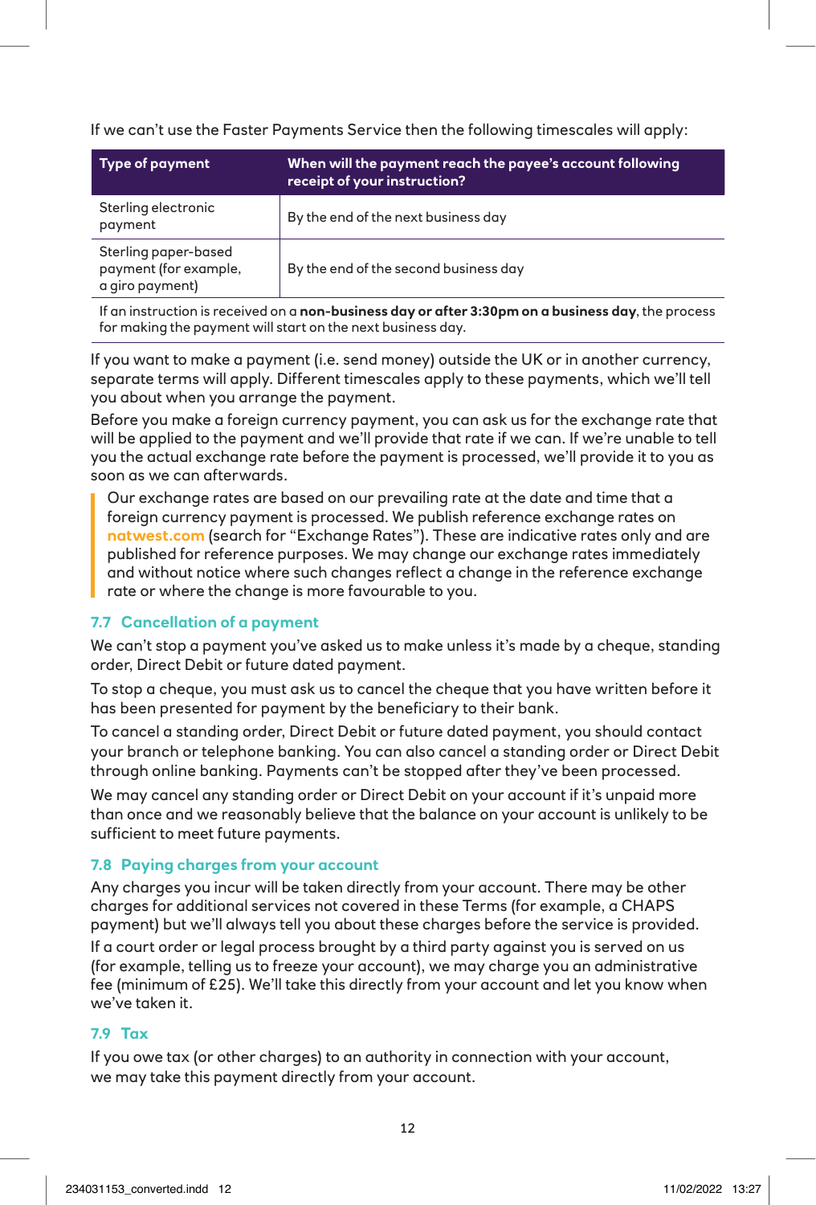If we can't use the Faster Payments Service then the following timescales will apply:

| Type of payment | When will the payment reach the payee's account following receipt of your instruction? |
| --- | --- |
| Sterling electronic payment | By the end of the next business day |
| Sterling paper-based payment (for example, a giro payment) | By the end of the second business day |
| If an instruction is received on a **non-business day or after 3:30pm on a business day**, the process for making the payment will start on the next business day. | |

If you want to make a payment (i.e. send money) outside the UK or in another currency, separate terms will apply. Different timescales apply to these payments, which we'll tell you about when you arrange the payment.

Before you make a foreign currency payment, you can ask us for the exchange rate that will be applied to the payment and we'll provide that rate if we can. If we're unable to tell you the actual exchange rate before the payment is processed, we'll provide it to you as soon as we can afterwards.

> Our exchange rates are based on our prevailing rate at the date and time that a foreign currency payment is processed. We publish reference exchange rates on **natwest.com** (search for "Exchange Rates"). These are indicative rates only and are published for reference purposes. We may change our exchange rates immediately and without notice where such changes reflect a change in the reference exchange rate or where the change is more favourable to you.

### 7.7 Cancellation of a payment

We can't stop a payment you've asked us to make unless it's made by a cheque, standing order, Direct Debit or future dated payment.

To stop a cheque, you must ask us to cancel the cheque that you have written before it has been presented for payment by the beneficiary to their bank.

To cancel a standing order, Direct Debit or future dated payment, you should contact your branch or telephone banking. You can also cancel a standing order or Direct Debit through online banking. Payments can't be stopped after they've been processed.

We may cancel any standing order or Direct Debit on your account if it's unpaid more than once and we reasonably believe that the balance on your account is unlikely to be sufficient to meet future payments.

### 7.8 Paying charges from your account

Any charges you incur will be taken directly from your account. There may be other charges for additional services not covered in these Terms (for example, a CHAPS payment) but we'll always tell you about these charges before the service is provided.

If a court order or legal process brought by a third party against you is served on us (for example, telling us to freeze your account), we may charge you an administrative fee (minimum of £25). We'll take this directly from your account and let you know when we've taken it.

### 7.9 Tax

If you owe tax (or other charges) to an authority in connection with your account, we may take this payment directly from your account.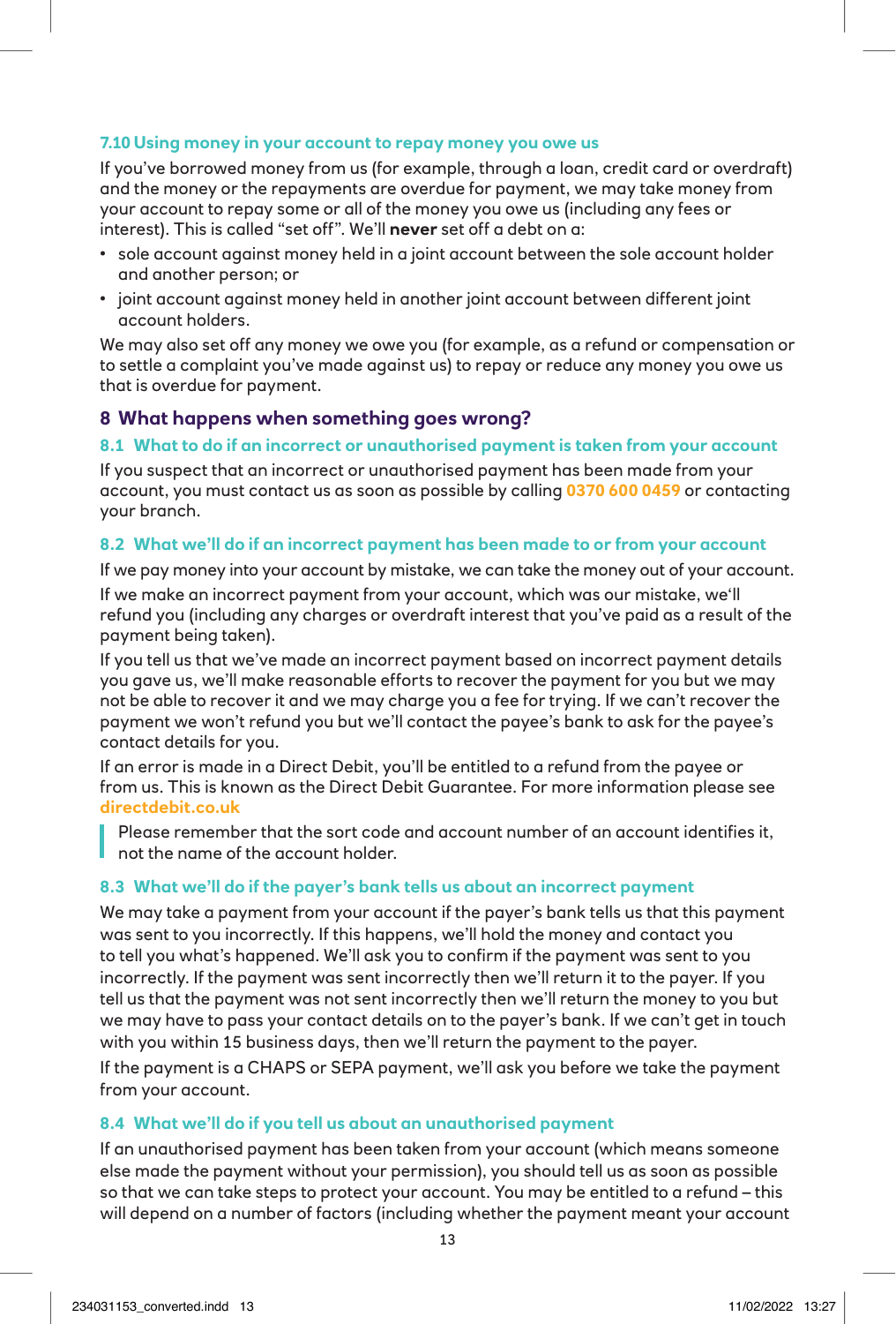### 7.10 Using money in your account to repay money you owe us

If you've borrowed money from us (for example, through a loan, credit card or overdraft) and the money or the repayments are overdue for payment, we may take money from your account to repay some or all of the money you owe us (including any fees or interest). This is called "set off". We'll **never** set off a debt on a:

- sole account against money held in a joint account between the sole account holder and another person; or
- joint account against money held in another joint account between different joint account holders.

We may also set off any money we owe you (for example, as a refund or compensation or to settle a complaint you've made against us) to repay or reduce any money you owe us that is overdue for payment.

## 8 What happens when something goes wrong?

### 8.1 What to do if an incorrect or unauthorised payment is taken from your account

If you suspect that an incorrect or unauthorised payment has been made from your account, you must contact us as soon as possible by calling 0370 600 0459 or contacting your branch.

### 8.2 What we'll do if an incorrect payment has been made to or from your account

If we pay money into your account by mistake, we can take the money out of your account.

If we make an incorrect payment from your account, which was our mistake, we'll refund you (including any charges or overdraft interest that you've paid as a result of the payment being taken).

If you tell us that we've made an incorrect payment based on incorrect payment details you gave us, we'll make reasonable efforts to recover the payment for you but we may not be able to recover it and we may charge you a fee for trying. If we can't recover the payment we won't refund you but we'll contact the payee's bank to ask for the payee's contact details for you.

If an error is made in a Direct Debit, you'll be entitled to a refund from the payee or from us. This is known as the Direct Debit Guarantee. For more information please see directdebit.co.uk

> Please remember that the sort code and account number of an account identifies it, not the name of the account holder.

### 8.3 What we'll do if the payer's bank tells us about an incorrect payment

We may take a payment from your account if the payer's bank tells us that this payment was sent to you incorrectly. If this happens, we'll hold the money and contact you to tell you what's happened. We'll ask you to confirm if the payment was sent to you incorrectly. If the payment was sent incorrectly then we'll return it to the payer. If you tell us that the payment was not sent incorrectly then we'll return the money to you but we may have to pass your contact details on to the payer's bank. If we can't get in touch with you within 15 business days, then we'll return the payment to the payer.

If the payment is a CHAPS or SEPA payment, we'll ask you before we take the payment from your account.

### 8.4 What we'll do if you tell us about an unauthorised payment

If an unauthorised payment has been taken from your account (which means someone else made the payment without your permission), you should tell us as soon as possible so that we can take steps to protect your account. You may be entitled to a refund – this will depend on a number of factors (including whether the payment meant your account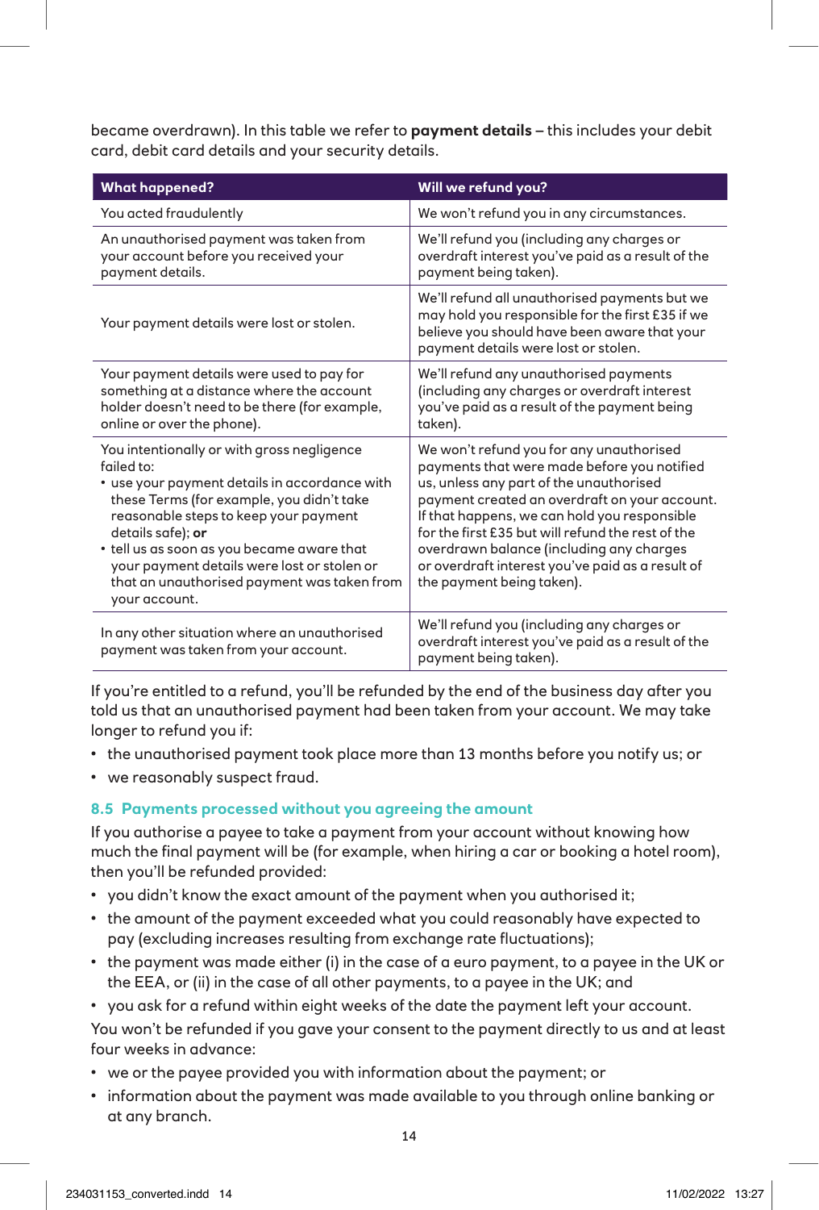became overdrawn). In this table we refer to **payment details** – this includes your debit card, debit card details and your security details.

| What happened? | Will we refund you? |
| --- | --- |
| You acted fraudulently | We won't refund you in any circumstances. |
| An unauthorised payment was taken from your account before you received your payment details. | We'll refund you (including any charges or overdraft interest you've paid as a result of the payment being taken). |
| Your payment details were lost or stolen. | We'll refund all unauthorised payments but we may hold you responsible for the first £35 if we believe you should have been aware that your payment details were lost or stolen. |
| Your payment details were used to pay for something at a distance where the account holder doesn't need to be there (for example, online or over the phone). | We'll refund any unauthorised payments (including any charges or overdraft interest you've paid as a result of the payment being taken). |
| You intentionally or with gross negligence failed to:<br>• use your payment details in accordance with these Terms (for example, you didn't take reasonable steps to keep your payment details safe); **or**<br>• tell us as soon as you became aware that your payment details were lost or stolen or that an unauthorised payment was taken from your account. | We won't refund you for any unauthorised payments that were made before you notified us, unless any part of the unauthorised payment created an overdraft on your account. If that happens, we can hold you responsible for the first £35 but will refund the rest of the overdrawn balance (including any charges or overdraft interest you've paid as a result of the payment being taken). |
| In any other situation where an unauthorised payment was taken from your account. | We'll refund you (including any charges or overdraft interest you've paid as a result of the payment being taken). |

If you're entitled to a refund, you'll be refunded by the end of the business day after you told us that an unauthorised payment had been taken from your account. We may take longer to refund you if:

- the unauthorised payment took place more than 13 months before you notify us; or
- we reasonably suspect fraud.

### 8.5 Payments processed without you agreeing the amount

If you authorise a payee to take a payment from your account without knowing how much the final payment will be (for example, when hiring a car or booking a hotel room), then you'll be refunded provided:

- you didn't know the exact amount of the payment when you authorised it;
- the amount of the payment exceeded what you could reasonably have expected to pay (excluding increases resulting from exchange rate fluctuations);
- the payment was made either (i) in the case of a euro payment, to a payee in the UK or the EEA, or (ii) in the case of all other payments, to a payee in the UK; and
- you ask for a refund within eight weeks of the date the payment left your account.

You won't be refunded if you gave your consent to the payment directly to us and at least four weeks in advance:

- we or the payee provided you with information about the payment; or
- information about the payment was made available to you through online banking or at any branch.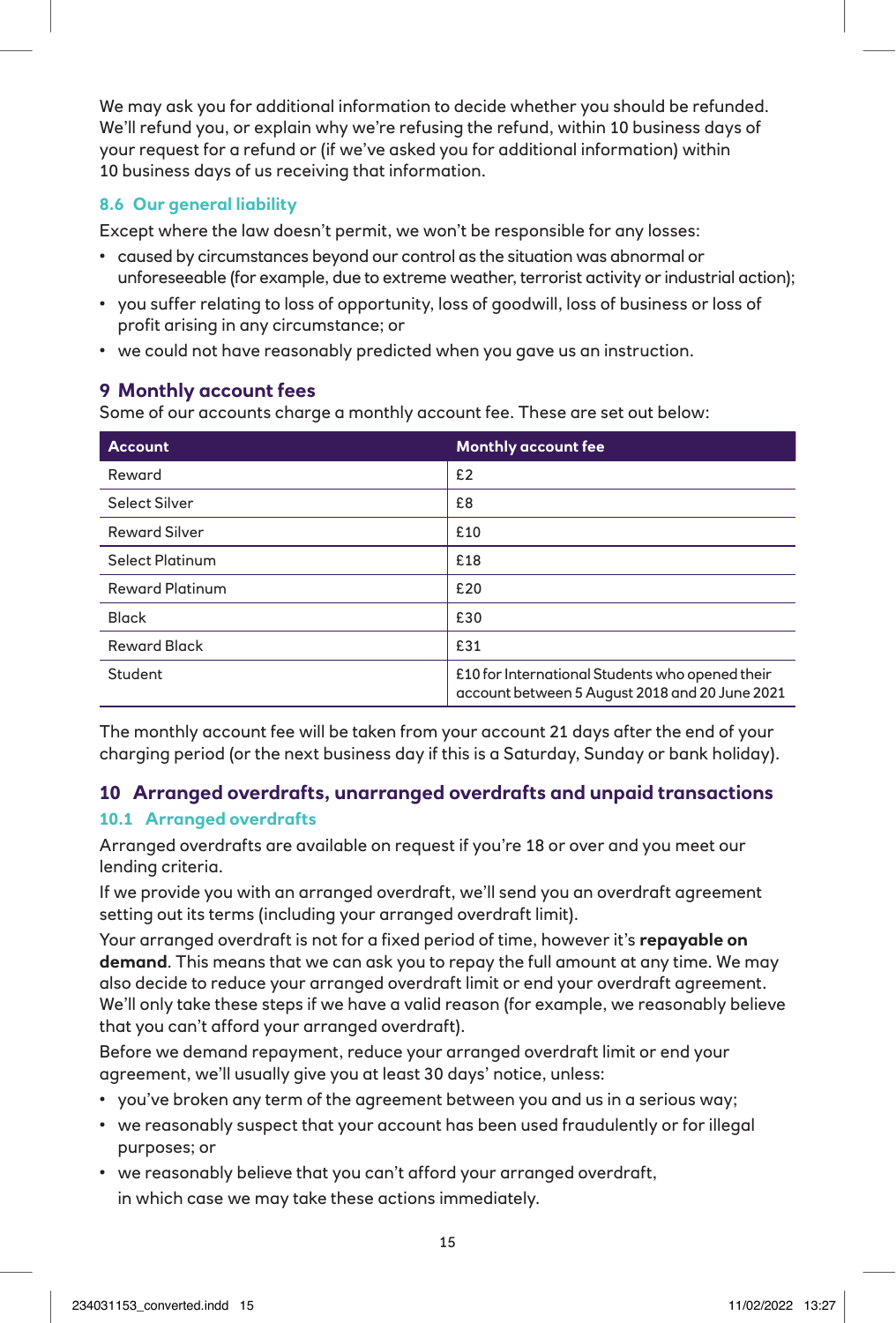We may ask you for additional information to decide whether you should be refunded. We'll refund you, or explain why we're refusing the refund, within 10 business days of your request for a refund or (if we've asked you for additional information) within 10 business days of us receiving that information.

### 8.6 Our general liability

Except where the law doesn't permit, we won't be responsible for any losses:

- caused by circumstances beyond our control as the situation was abnormal or unforeseeable (for example, due to extreme weather, terrorist activity or industrial action);
- you suffer relating to loss of opportunity, loss of goodwill, loss of business or loss of profit arising in any circumstance; or
- we could not have reasonably predicted when you gave us an instruction.

## 9 Monthly account fees

Some of our accounts charge a monthly account fee. These are set out below:

| Account | Monthly account fee |
|---|---|
| Reward | £2 |
| Select Silver | £8 |
| Reward Silver | £10 |
| Select Platinum | £18 |
| Reward Platinum | £20 |
| Black | £30 |
| Reward Black | £31 |
| Student | £10 for International Students who opened their account between 5 August 2018 and 20 June 2021 |

The monthly account fee will be taken from your account 21 days after the end of your charging period (or the next business day if this is a Saturday, Sunday or bank holiday).

## 10 Arranged overdrafts, unarranged overdrafts and unpaid transactions

### 10.1 Arranged overdrafts

Arranged overdrafts are available on request if you're 18 or over and you meet our lending criteria.

If we provide you with an arranged overdraft, we'll send you an overdraft agreement setting out its terms (including your arranged overdraft limit).

Your arranged overdraft is not for a fixed period of time, however it's **repayable on demand**. This means that we can ask you to repay the full amount at any time. We may also decide to reduce your arranged overdraft limit or end your overdraft agreement. We'll only take these steps if we have a valid reason (for example, we reasonably believe that you can't afford your arranged overdraft).

Before we demand repayment, reduce your arranged overdraft limit or end your agreement, we'll usually give you at least 30 days' notice, unless:

- you've broken any term of the agreement between you and us in a serious way;
- we reasonably suspect that your account has been used fraudulently or for illegal purposes; or
- we reasonably believe that you can't afford your arranged overdraft,

in which case we may take these actions immediately.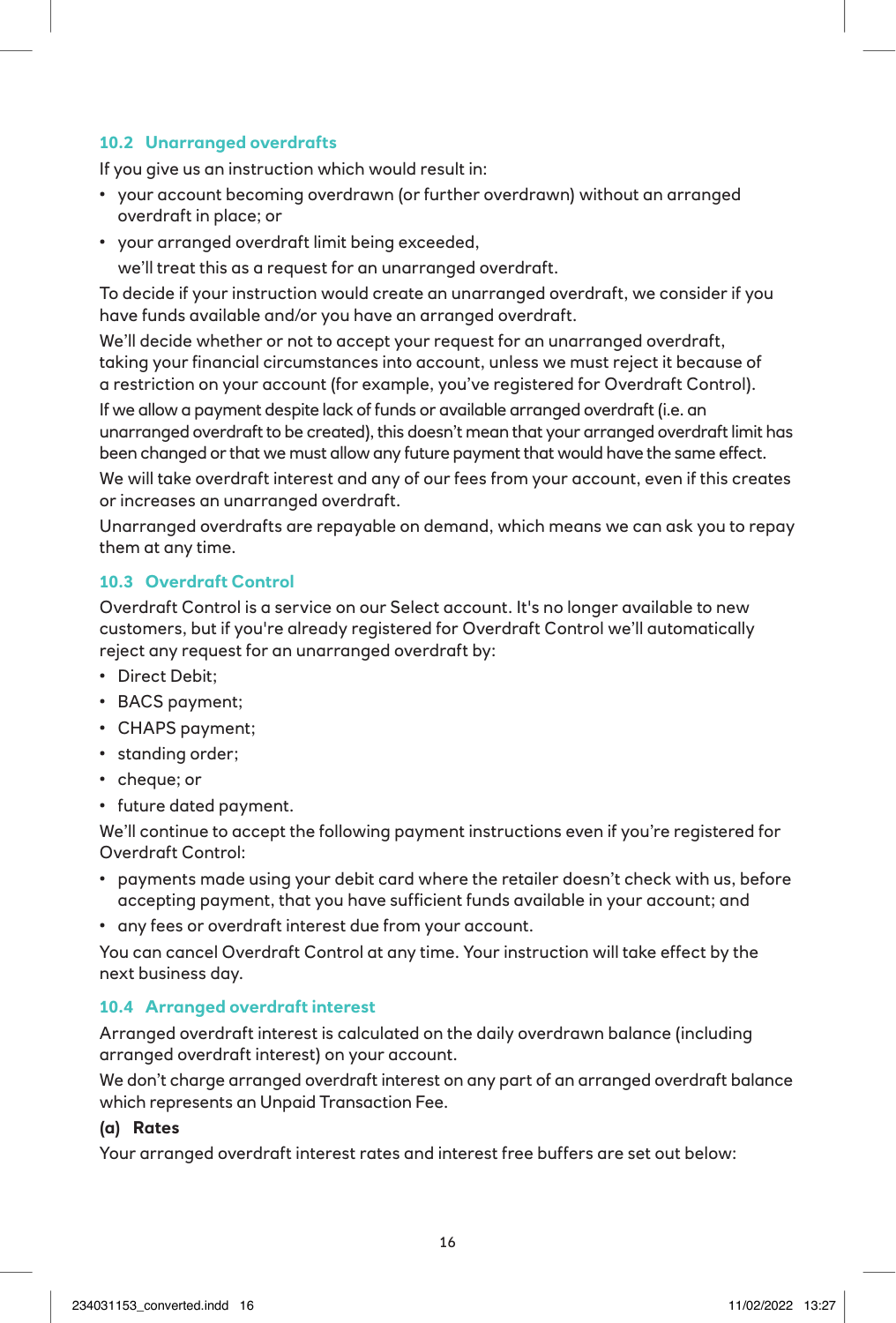### 10.2 Unarranged overdrafts

If you give us an instruction which would result in:

- your account becoming overdrawn (or further overdrawn) without an arranged overdraft in place; or
- your arranged overdraft limit being exceeded,

  we'll treat this as a request for an unarranged overdraft.

To decide if your instruction would create an unarranged overdraft, we consider if you have funds available and/or you have an arranged overdraft.

We'll decide whether or not to accept your request for an unarranged overdraft, taking your financial circumstances into account, unless we must reject it because of a restriction on your account (for example, you've registered for Overdraft Control).

If we allow a payment despite lack of funds or available arranged overdraft (i.e. an unarranged overdraft to be created), this doesn't mean that your arranged overdraft limit has been changed or that we must allow any future payment that would have the same effect.

We will take overdraft interest and any of our fees from your account, even if this creates or increases an unarranged overdraft.

Unarranged overdrafts are repayable on demand, which means we can ask you to repay them at any time.

### 10.3 Overdraft Control

Overdraft Control is a service on our Select account. It's no longer available to new customers, but if you're already registered for Overdraft Control we'll automatically reject any request for an unarranged overdraft by:

- Direct Debit;
- BACS payment;
- CHAPS payment;
- standing order;
- cheque; or
- future dated payment.

We'll continue to accept the following payment instructions even if you're registered for Overdraft Control:

- payments made using your debit card where the retailer doesn't check with us, before accepting payment, that you have sufficient funds available in your account; and
- any fees or overdraft interest due from your account.

You can cancel Overdraft Control at any time. Your instruction will take effect by the next business day.

### 10.4 Arranged overdraft interest

Arranged overdraft interest is calculated on the daily overdrawn balance (including arranged overdraft interest) on your account.

We don't charge arranged overdraft interest on any part of an arranged overdraft balance which represents an Unpaid Transaction Fee.

**(a) Rates**

Your arranged overdraft interest rates and interest free buffers are set out below: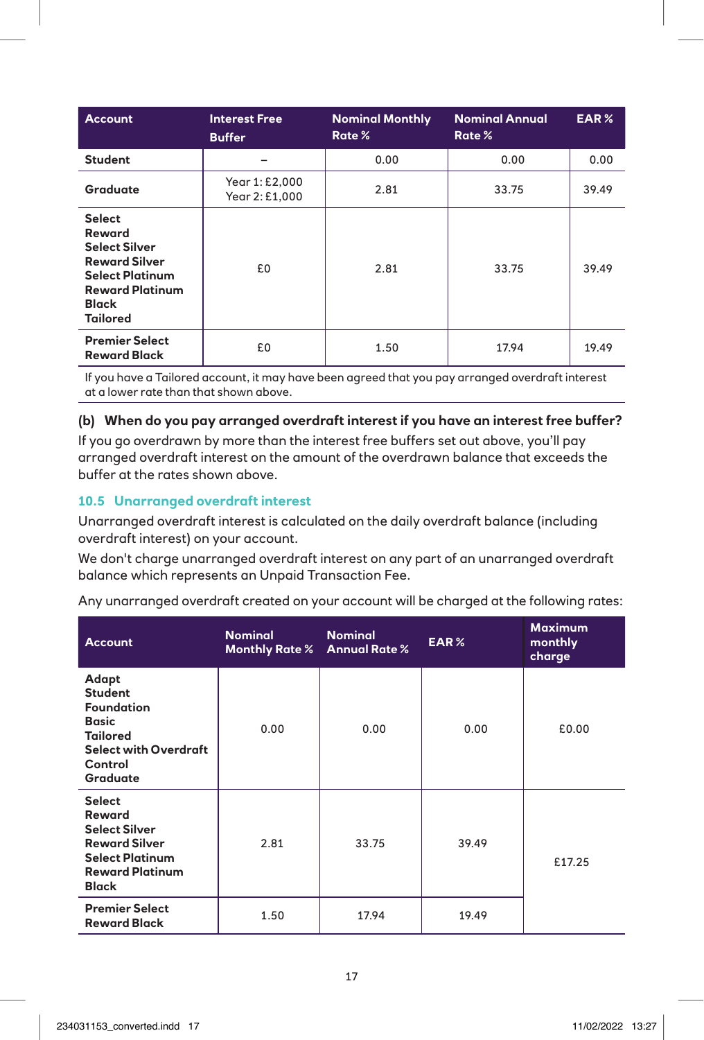| Account | Interest Free Buffer | Nominal Monthly Rate % | Nominal Annual Rate % | EAR % |
|---|---|---|---|---|
| **Student** | – | 0.00 | 0.00 | 0.00 |
| **Graduate** | Year 1: £2,000<br>Year 2: £1,000 | 2.81 | 33.75 | 39.49 |
| **Select**<br>**Reward**<br>**Select Silver**<br>**Reward Silver**<br>**Select Platinum**<br>**Reward Platinum**<br>**Black**<br>**Tailored** | £0 | 2.81 | 33.75 | 39.49 |
| **Premier Select**<br>**Reward Black** | £0 | 1.50 | 17.94 | 19.49 |

If you have a Tailored account, it may have been agreed that you pay arranged overdraft interest at a lower rate than shown above.

**(b) When do you pay arranged overdraft interest if you have an interest free buffer?**

If you go overdrawn by more than the interest free buffers set out above, you'll pay arranged overdraft interest on the amount of the overdrawn balance that exceeds the buffer at the rates shown above.

### 10.5 Unarranged overdraft interest

Unarranged overdraft interest is calculated on the daily overdraft balance (including overdraft interest) on your account.

We don't charge unarranged overdraft interest on any part of an unarranged overdraft balance which represents an Unpaid Transaction Fee.

Any unarranged overdraft created on your account will be charged at the following rates:

| Account | Nominal Monthly Rate % | Nominal Annual Rate % | EAR % | Maximum monthly charge |
|---|---|---|---|---|
| **Adapt**<br>**Student**<br>**Foundation**<br>**Basic**<br>**Tailored**<br>**Select with Overdraft Control**<br>**Graduate** | 0.00 | 0.00 | 0.00 | £0.00 |
| **Select**<br>**Reward**<br>**Select Silver**<br>**Reward Silver**<br>**Select Platinum**<br>**Reward Platinum**<br>**Black** | 2.81 | 33.75 | 39.49 | £17.25 |
| **Premier Select**<br>**Reward Black** | 1.50 | 17.94 | 19.49 | |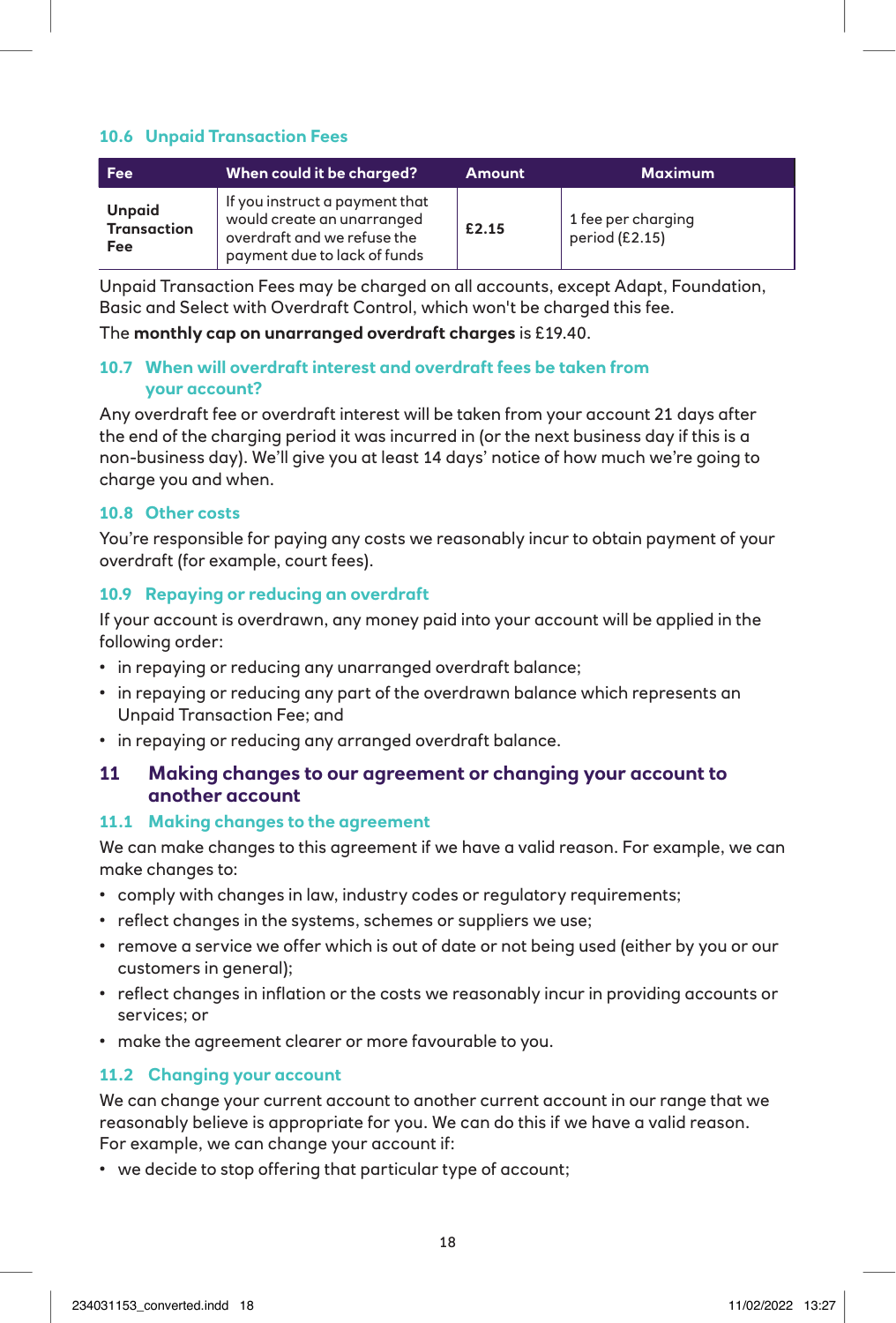### 10.6 Unpaid Transaction Fees

| Fee | When could it be charged? | Amount | Maximum |
|---|---|---|---|
| **Unpaid Transaction Fee** | If you instruct a payment that would create an unarranged overdraft and we refuse the payment due to lack of funds | **£2.15** | 1 fee per charging period (£2.15) |

Unpaid Transaction Fees may be charged on all accounts, except Adapt, Foundation, Basic and Select with Overdraft Control, which won't be charged this fee.

The **monthly cap on unarranged overdraft charges** is £19.40.

### 10.7 When will overdraft interest and overdraft fees be taken from your account?

Any overdraft fee or overdraft interest will be taken from your account 21 days after the end of the charging period it was incurred in (or the next business day if this is a non-business day). We'll give you at least 14 days' notice of how much we're going to charge you and when.

### 10.8 Other costs

You're responsible for paying any costs we reasonably incur to obtain payment of your overdraft (for example, court fees).

### 10.9 Repaying or reducing an overdraft

If your account is overdrawn, any money paid into your account will be applied in the following order:

- in repaying or reducing any unarranged overdraft balance;
- in repaying or reducing any part of the overdrawn balance which represents an Unpaid Transaction Fee; and
- in repaying or reducing any arranged overdraft balance.

## 11 Making changes to our agreement or changing your account to another account

### 11.1 Making changes to the agreement

We can make changes to this agreement if we have a valid reason. For example, we can make changes to:

- comply with changes in law, industry codes or regulatory requirements;
- reflect changes in the systems, schemes or suppliers we use;
- remove a service we offer which is out of date or not being used (either by you or our customers in general);
- reflect changes in inflation or the costs we reasonably incur in providing accounts or services; or
- make the agreement clearer or more favourable to you.

### 11.2 Changing your account

We can change your current account to another current account in our range that we reasonably believe is appropriate for you. We can do this if we have a valid reason. For example, we can change your account if:

- we decide to stop offering that particular type of account;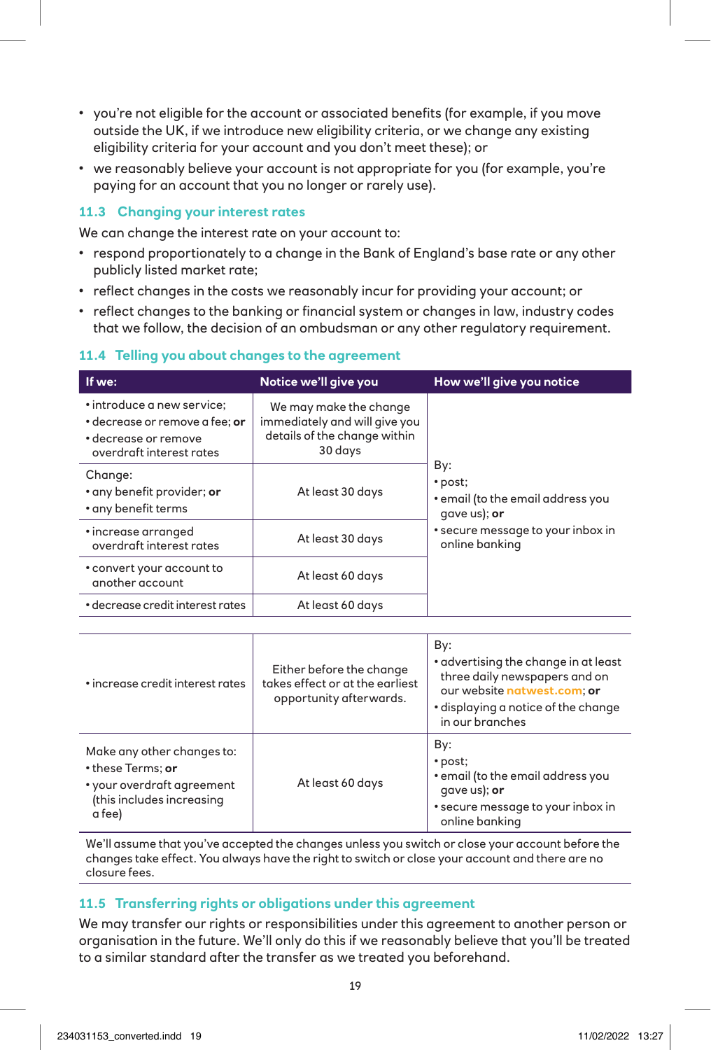- you're not eligible for the account or associated benefits (for example, if you move outside the UK, if we introduce new eligibility criteria, or we change any existing eligibility criteria for your account and you don't meet these); or
- we reasonably believe your account is not appropriate for you (for example, you're paying for an account that you no longer or rarely use).

### 11.3 Changing your interest rates

We can change the interest rate on your account to:

- respond proportionately to a change in the Bank of England's base rate or any other publicly listed market rate;
- reflect changes in the costs we reasonably incur for providing your account; or
- reflect changes to the banking or financial system or changes in law, industry codes that we follow, the decision of an ombudsman or any other regulatory requirement.

### 11.4 Telling you about changes to the agreement

| If we: | Notice we'll give you | How we'll give you notice |
|---|---|---|
| • introduce a new service;<br>• decrease or remove a fee; **or**<br>• decrease or remove overdraft interest rates | We may make the change immediately and will give you details of the change within 30 days | By:<br>• post;<br>• email (to the email address you gave us); **or**<br>• secure message to your inbox in online banking |
| Change:<br>• any benefit provider; **or**<br>• any benefit terms | At least 30 days | |
| • increase arranged overdraft interest rates | At least 30 days | |
| • convert your account to another account | At least 60 days | |
| • decrease credit interest rates | At least 60 days | |
| • increase credit interest rates | Either before the change takes effect or at the earliest opportunity afterwards. | By:<br>• advertising the change in at least three daily newspapers and on our website **natwest.com**; **or**<br>• displaying a notice of the change in our branches |
| Make any other changes to:<br>• these Terms; **or**<br>• your overdraft agreement (this includes increasing a fee) | At least 60 days | By:<br>• post;<br>• email (to the email address you gave us); **or**<br>• secure message to your inbox in online banking |

We'll assume that you've accepted the changes unless you switch or close your account before the changes take effect. You always have the right to switch or close your account and there are no closure fees.

### 11.5 Transferring rights or obligations under this agreement

We may transfer our rights or responsibilities under this agreement to another person or organisation in the future. We'll only do this if we reasonably believe that you'll be treated to a similar standard after the transfer as we treated you beforehand.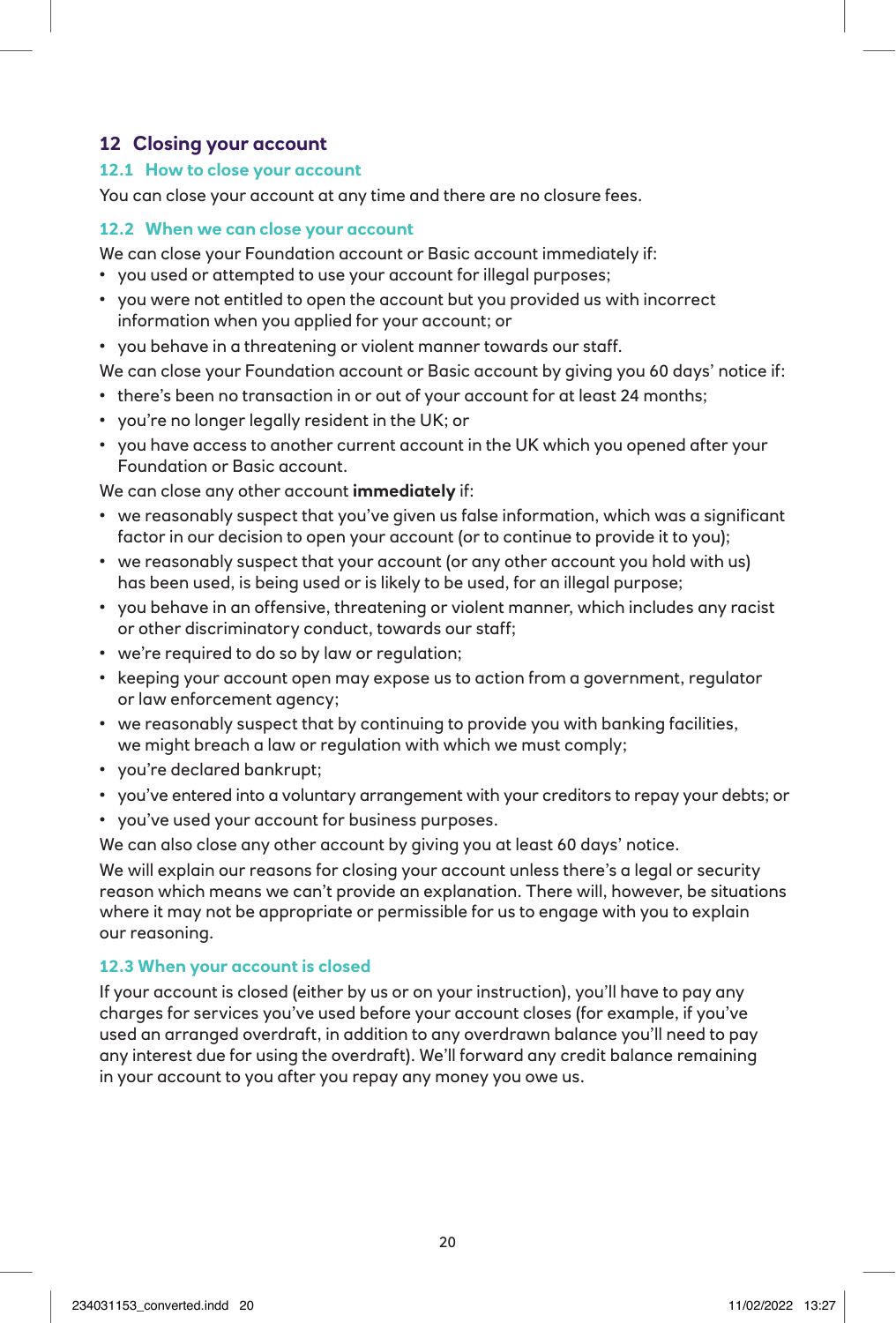## 12 Closing your account

### 12.1 How to close your account

You can close your account at any time and there are no closure fees.

### 12.2 When we can close your account

We can close your Foundation account or Basic account immediately if:

- you used or attempted to use your account for illegal purposes;
- you were not entitled to open the account but you provided us with incorrect information when you applied for your account; or
- you behave in a threatening or violent manner towards our staff.

We can close your Foundation account or Basic account by giving you 60 days' notice if:

- there's been no transaction in or out of your account for at least 24 months;
- you're no longer legally resident in the UK; or
- you have access to another current account in the UK which you opened after your Foundation or Basic account.

We can close any other account **immediately** if:

- we reasonably suspect that you've given us false information, which was a significant factor in our decision to open your account (or to continue to provide it to you);
- we reasonably suspect that your account (or any other account you hold with us) has been used, is being used or is likely to be used, for an illegal purpose;
- you behave in an offensive, threatening or violent manner, which includes any racist or other discriminatory conduct, towards our staff;
- we're required to do so by law or regulation;
- keeping your account open may expose us to action from a government, regulator or law enforcement agency;
- we reasonably suspect that by continuing to provide you with banking facilities, we might breach a law or regulation with which we must comply;
- you're declared bankrupt;
- you've entered into a voluntary arrangement with your creditors to repay your debts; or
- you've used your account for business purposes.

We can also close any other account by giving you at least 60 days' notice.

We will explain our reasons for closing your account unless there's a legal or security reason which means we can't provide an explanation. There will, however, be situations where it may not be appropriate or permissible for us to engage with you to explain our reasoning.

### 12.3 When your account is closed

If your account is closed (either by us or on your instruction), you'll have to pay any charges for services you've used before your account closes (for example, if you've used an arranged overdraft, in addition to any overdrawn balance you'll need to pay any interest due for using the overdraft). We'll forward any credit balance remaining in your account to you after you repay any money you owe us.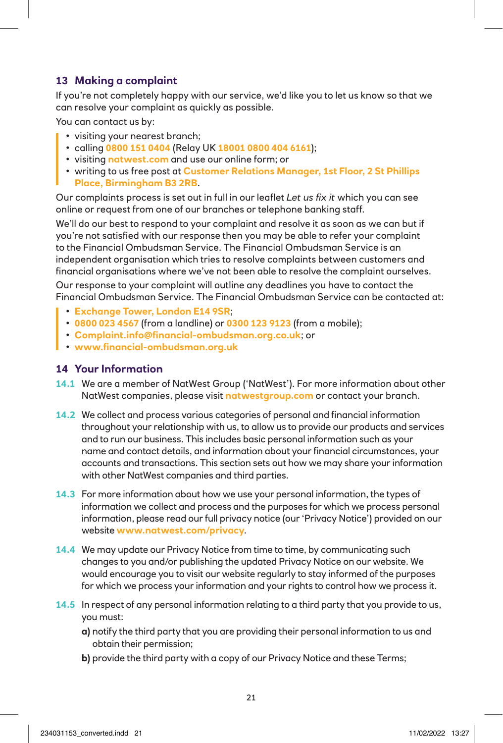## 13 Making a complaint

If you're not completely happy with our service, we'd like you to let us know so that we can resolve your complaint as quickly as possible.

You can contact us by:

- visiting your nearest branch;
- calling **0800 151 0404** (Relay UK **18001 0800 404 6161**);
- visiting **natwest.com** and use our online form; or
- writing to us free post at **Customer Relations Manager, 1st Floor, 2 St Phillips Place, Birmingham B3 2RB**.

Our complaints process is set out in full in our leaflet *Let us fix it* which you can see online or request from one of our branches or telephone banking staff.

We'll do our best to respond to your complaint and resolve it as soon as we can but if you're not satisfied with our response then you may be able to refer your complaint to the Financial Ombudsman Service. The Financial Ombudsman Service is an independent organisation which tries to resolve complaints between customers and financial organisations where we've not been able to resolve the complaint ourselves.

Our response to your complaint will outline any deadlines you have to contact the Financial Ombudsman Service. The Financial Ombudsman Service can be contacted at:

- **Exchange Tower, London E14 9SR**;
- **0800 023 4567** (from a landline) or **0300 123 9123** (from a mobile);
- **Complaint.info@financial-ombudsman.org.co.uk**; or
- **www.financial-ombudsman.org.uk**

## 14 Your Information

**14.1** We are a member of NatWest Group ('NatWest'). For more information about other NatWest companies, please visit **natwestgroup.com** or contact your branch.

**14.2** We collect and process various categories of personal and financial information throughout your relationship with us, to allow us to provide our products and services and to run our business. This includes basic personal information such as your name and contact details, and information about your financial circumstances, your accounts and transactions. This section sets out how we may share your information with other NatWest companies and third parties.

**14.3** For more information about how we use your personal information, the types of information we collect and process and the purposes for which we process personal information, please read our full privacy notice (our 'Privacy Notice') provided on our website **www.natwest.com/privacy**.

**14.4** We may update our Privacy Notice from time to time, by communicating such changes to you and/or publishing the updated Privacy Notice on our website. We would encourage you to visit our website regularly to stay informed of the purposes for which we process your information and your rights to control how we process it.

**14.5** In respect of any personal information relating to a third party that you provide to us, you must:

**a)** notify the third party that you are providing their personal information to us and obtain their permission;

**b)** provide the third party with a copy of our Privacy Notice and these Terms;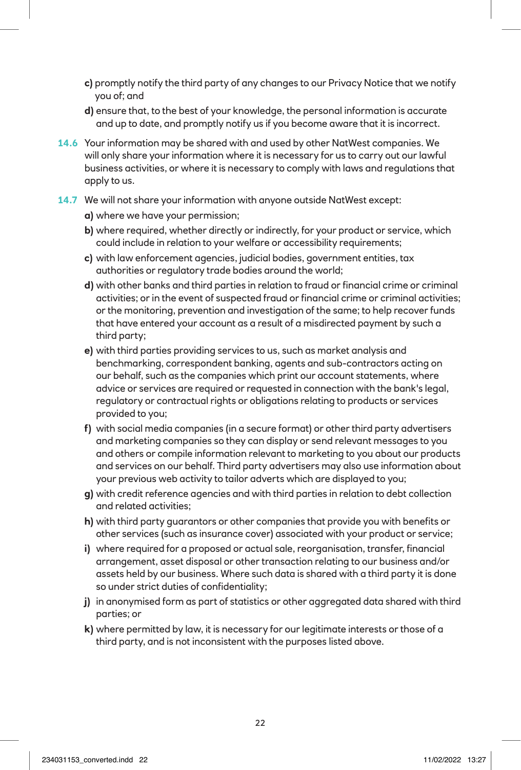c) promptly notify the third party of any changes to our Privacy Notice that we notify you of; and

d) ensure that, to the best of your knowledge, the personal information is accurate and up to date, and promptly notify us if you become aware that it is incorrect.

**14.6** Your information may be shared with and used by other NatWest companies. We will only share your information where it is necessary for us to carry out our lawful business activities, or where it is necessary to comply with laws and regulations that apply to us.

**14.7** We will not share your information with anyone outside NatWest except:

a) where we have your permission;

b) where required, whether directly or indirectly, for your product or service, which could include in relation to your welfare or accessibility requirements;

c) with law enforcement agencies, judicial bodies, government entities, tax authorities or regulatory trade bodies around the world;

d) with other banks and third parties in relation to fraud or financial crime or criminal activities; or in the event of suspected fraud or financial crime or criminal activities; or the monitoring, prevention and investigation of the same; to help recover funds that have entered your account as a result of a misdirected payment by such a third party;

e) with third parties providing services to us, such as market analysis and benchmarking, correspondent banking, agents and sub-contractors acting on our behalf, such as the companies which print our account statements, where advice or services are required or requested in connection with the bank's legal, regulatory or contractual rights or obligations relating to products or services provided to you;

f) with social media companies (in a secure format) or other third party advertisers and marketing companies so they can display or send relevant messages to you and others or compile information relevant to marketing to you about our products and services on our behalf. Third party advertisers may also use information about your previous web activity to tailor adverts which are displayed to you;

g) with credit reference agencies and with third parties in relation to debt collection and related activities;

h) with third party guarantors or other companies that provide you with benefits or other services (such as insurance cover) associated with your product or service;

i) where required for a proposed or actual sale, reorganisation, transfer, financial arrangement, asset disposal or other transaction relating to our business and/or assets held by our business. Where such data is shared with a third party it is done so under strict duties of confidentiality;

j) in anonymised form as part of statistics or other aggregated data shared with third parties; or

k) where permitted by law, it is necessary for our legitimate interests or those of a third party, and is not inconsistent with the purposes listed above.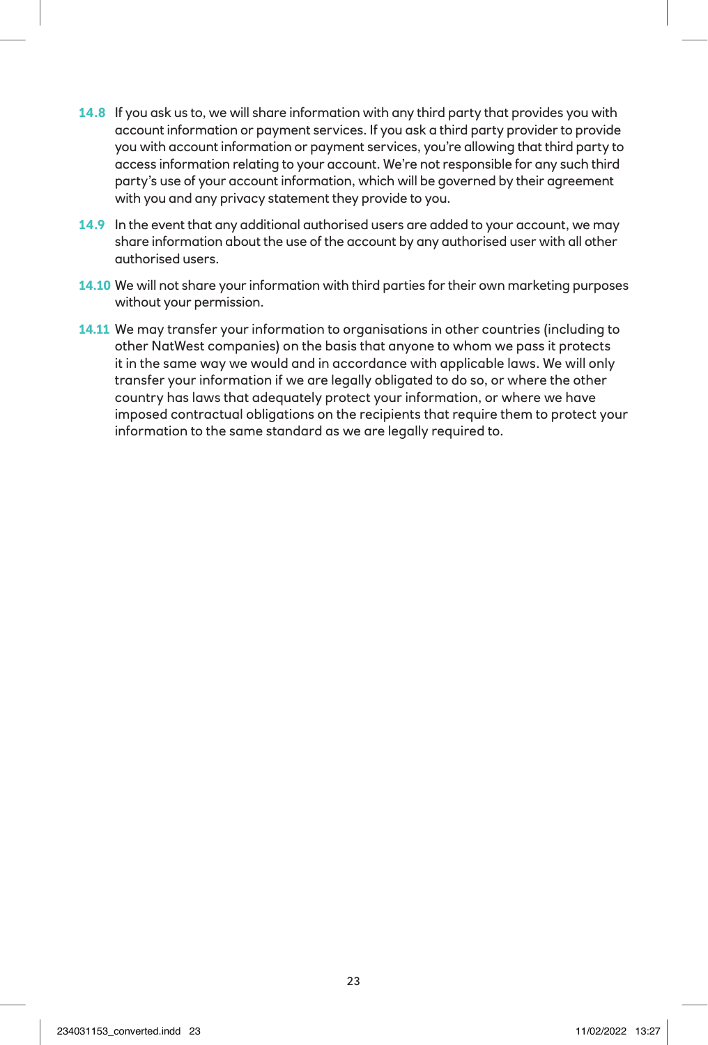**14.8** If you ask us to, we will share information with any third party that provides you with account information or payment services. If you ask a third party provider to provide you with account information or payment services, you're allowing that third party to access information relating to your account. We're not responsible for any such third party's use of your account information, which will be governed by their agreement with you and any privacy statement they provide to you.

**14.9** In the event that any additional authorised users are added to your account, we may share information about the use of the account by any authorised user with all other authorised users.

**14.10** We will not share your information with third parties for their own marketing purposes without your permission.

**14.11** We may transfer your information to organisations in other countries (including to other NatWest companies) on the basis that anyone to whom we pass it protects it in the same way we would and in accordance with applicable laws. We will only transfer your information if we are legally obligated to do so, or where the other country has laws that adequately protect your information, or where we have imposed contractual obligations on the recipients that require them to protect your information to the same standard as we are legally required to.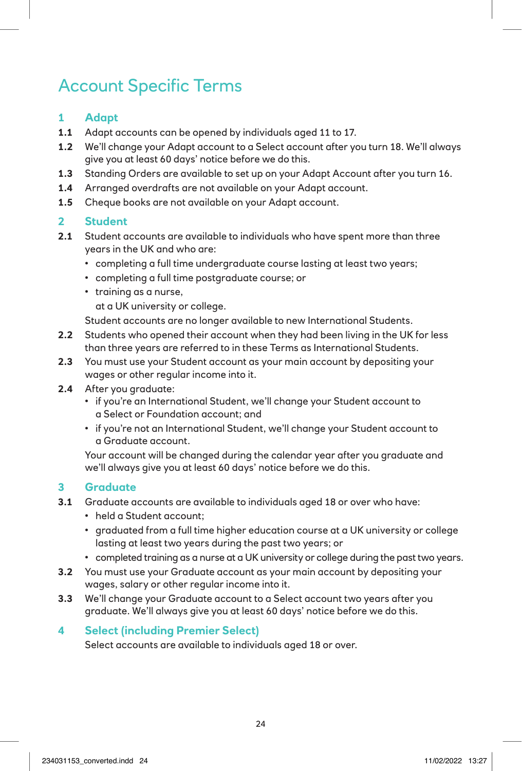# Account Specific Terms

## 1 Adapt

**1.1** Adapt accounts can be opened by individuals aged 11 to 17.

**1.2** We'll change your Adapt account to a Select account after you turn 18. We'll always give you at least 60 days' notice before we do this.

**1.3** Standing Orders are available to set up on your Adapt Account after you turn 16.

**1.4** Arranged overdrafts are not available on your Adapt account.

**1.5** Cheque books are not available on your Adapt account.

## 2 Student

**2.1** Student accounts are available to individuals who have spent more than three years in the UK and who are:

- completing a full time undergraduate course lasting at least two years;
- completing a full time postgraduate course; or
- training as a nurse,

  at a UK university or college.

Student accounts are no longer available to new International Students.

**2.2** Students who opened their account when they had been living in the UK for less than three years are referred to in these Terms as International Students.

**2.3** You must use your Student account as your main account by depositing your wages or other regular income into it.

**2.4** After you graduate:

- if you're an International Student, we'll change your Student account to a Select or Foundation account; and
- if you're not an International Student, we'll change your Student account to a Graduate account.

Your account will be changed during the calendar year after you graduate and we'll always give you at least 60 days' notice before we do this.

## 3 Graduate

**3.1** Graduate accounts are available to individuals aged 18 or over who have:

- held a Student account;
- graduated from a full time higher education course at a UK university or college lasting at least two years during the past two years; or
- completed training as a nurse at a UK university or college during the past two years.

**3.2** You must use your Graduate account as your main account by depositing your wages, salary or other regular income into it.

**3.3** We'll change your Graduate account to a Select account two years after you graduate. We'll always give you at least 60 days' notice before we do this.

## 4 Select (including Premier Select)

Select accounts are available to individuals aged 18 or over.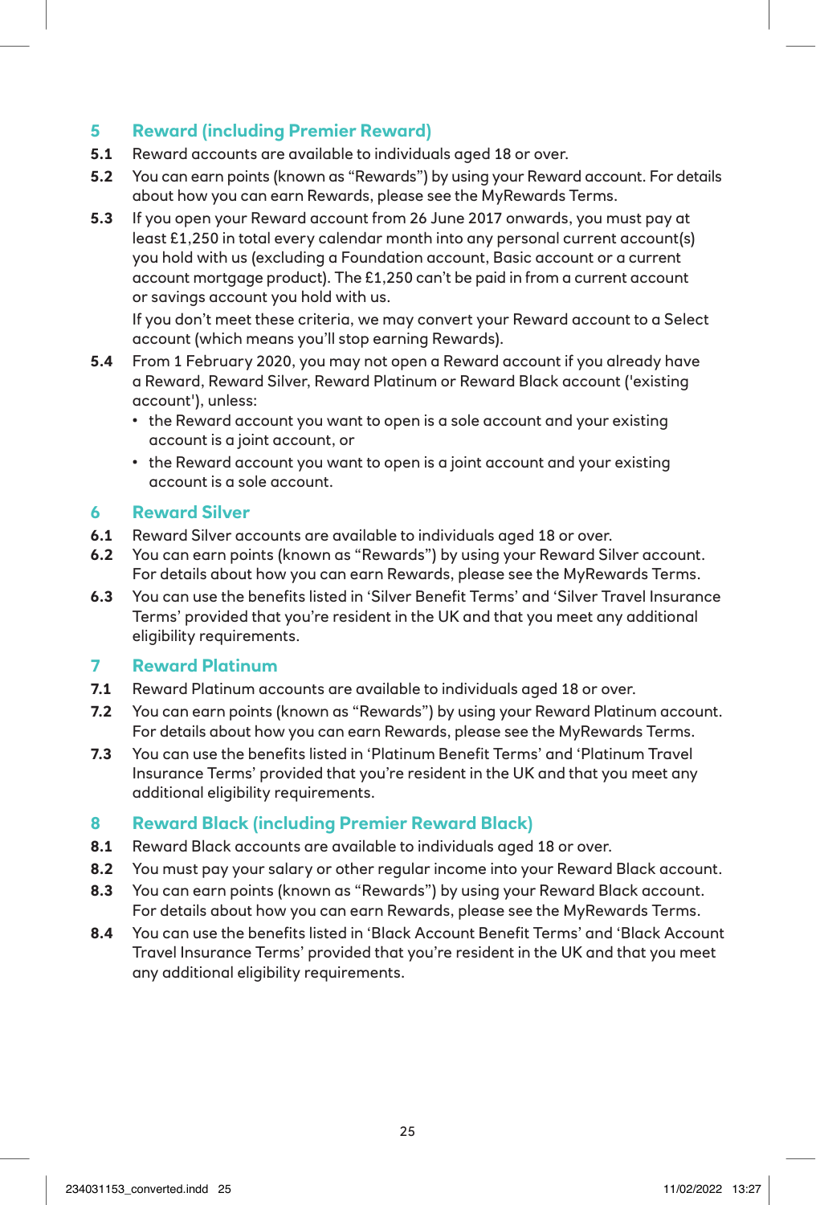## 5 Reward (including Premier Reward)

**5.1** Reward accounts are available to individuals aged 18 or over.

**5.2** You can earn points (known as "Rewards") by using your Reward account. For details about how you can earn Rewards, please see the MyRewards Terms.

**5.3** If you open your Reward account from 26 June 2017 onwards, you must pay at least £1,250 in total every calendar month into any personal current account(s) you hold with us (excluding a Foundation account, Basic account or a current account mortgage product). The £1,250 can't be paid in from a current account or savings account you hold with us.

If you don't meet these criteria, we may convert your Reward account to a Select account (which means you'll stop earning Rewards).

**5.4** From 1 February 2020, you may not open a Reward account if you already have a Reward, Reward Silver, Reward Platinum or Reward Black account ('existing account'), unless:

- the Reward account you want to open is a sole account and your existing account is a joint account, or
- the Reward account you want to open is a joint account and your existing account is a sole account.

## 6 Reward Silver

**6.1** Reward Silver accounts are available to individuals aged 18 or over.

**6.2** You can earn points (known as "Rewards") by using your Reward Silver account. For details about how you can earn Rewards, please see the MyRewards Terms.

**6.3** You can use the benefits listed in 'Silver Benefit Terms' and 'Silver Travel Insurance Terms' provided that you're resident in the UK and that you meet any additional eligibility requirements.

## 7 Reward Platinum

**7.1** Reward Platinum accounts are available to individuals aged 18 or over.

**7.2** You can earn points (known as "Rewards") by using your Reward Platinum account. For details about how you can earn Rewards, please see the MyRewards Terms.

**7.3** You can use the benefits listed in 'Platinum Benefit Terms' and 'Platinum Travel Insurance Terms' provided that you're resident in the UK and that you meet any additional eligibility requirements.

## 8 Reward Black (including Premier Reward Black)

**8.1** Reward Black accounts are available to individuals aged 18 or over.

**8.2** You must pay your salary or other regular income into your Reward Black account.

**8.3** You can earn points (known as "Rewards") by using your Reward Black account. For details about how you can earn Rewards, please see the MyRewards Terms.

**8.4** You can use the benefits listed in 'Black Account Benefit Terms' and 'Black Account Travel Insurance Terms' provided that you're resident in the UK and that you meet any additional eligibility requirements.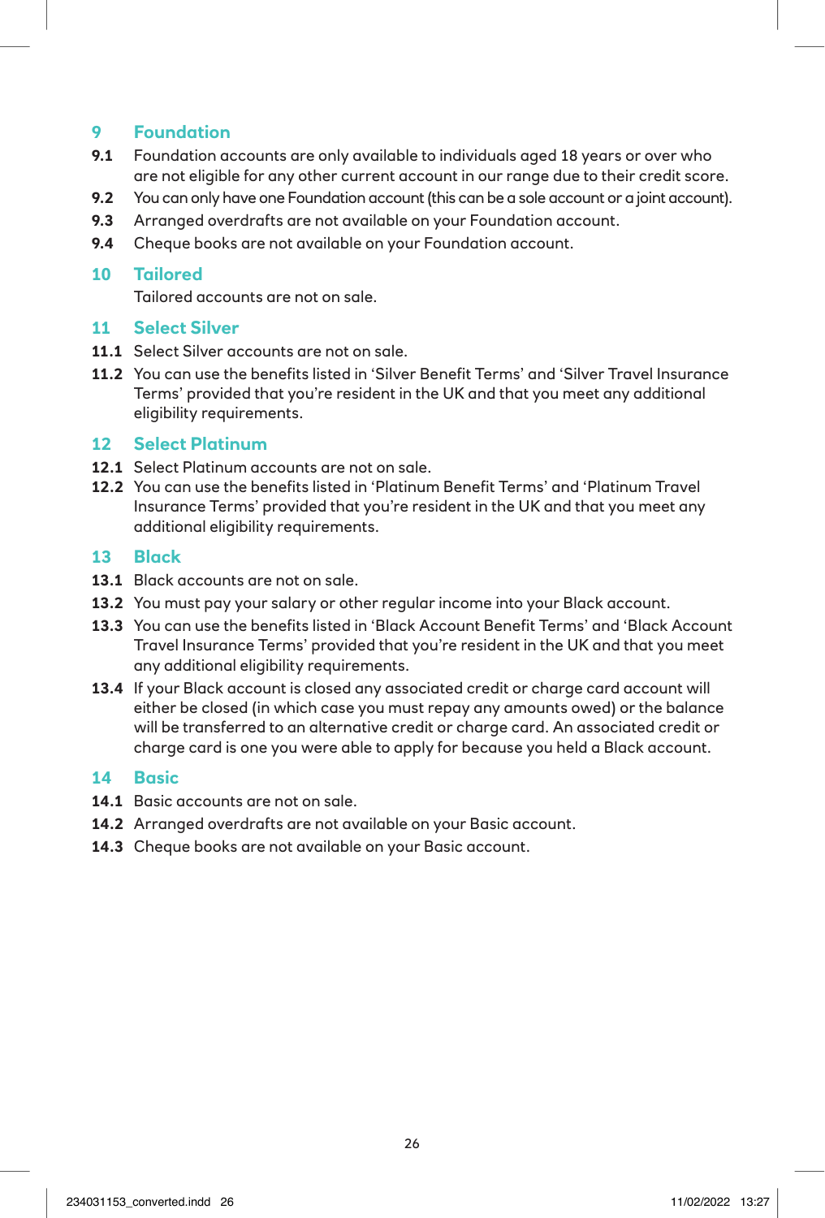## 9 Foundation

**9.1** Foundation accounts are only available to individuals aged 18 years or over who are not eligible for any other current account in our range due to their credit score.

**9.2** You can only have one Foundation account (this can be a sole account or a joint account).

**9.3** Arranged overdrafts are not available on your Foundation account.

**9.4** Cheque books are not available on your Foundation account.

## 10 Tailored

Tailored accounts are not on sale.

## 11 Select Silver

**11.1** Select Silver accounts are not on sale.

**11.2** You can use the benefits listed in 'Silver Benefit Terms' and 'Silver Travel Insurance Terms' provided that you're resident in the UK and that you meet any additional eligibility requirements.

## 12 Select Platinum

**12.1** Select Platinum accounts are not on sale.

**12.2** You can use the benefits listed in 'Platinum Benefit Terms' and 'Platinum Travel Insurance Terms' provided that you're resident in the UK and that you meet any additional eligibility requirements.

## 13 Black

**13.1** Black accounts are not on sale.

**13.2** You must pay your salary or other regular income into your Black account.

**13.3** You can use the benefits listed in 'Black Account Benefit Terms' and 'Black Account Travel Insurance Terms' provided that you're resident in the UK and that you meet any additional eligibility requirements.

**13.4** If your Black account is closed any associated credit or charge card account will either be closed (in which case you must repay any amounts owed) or the balance will be transferred to an alternative credit or charge card. An associated credit or charge card is one you were able to apply for because you held a Black account.

## 14 Basic

**14.1** Basic accounts are not on sale.

**14.2** Arranged overdrafts are not available on your Basic account.

**14.3** Cheque books are not available on your Basic account.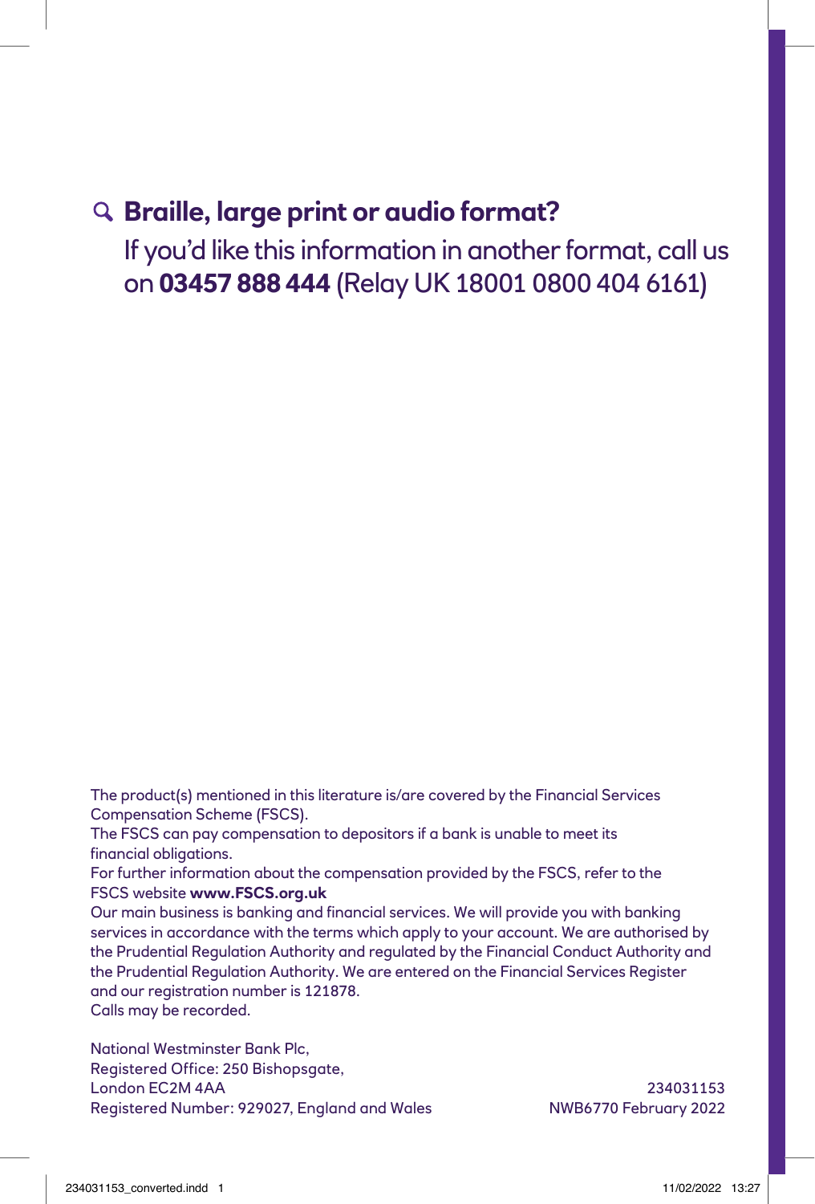## Braille, large print or audio format?

If you'd like this information in another format, call us on **03457 888 444** (Relay UK 18001 0800 404 6161)

The product(s) mentioned in this literature is/are covered by the Financial Services Compensation Scheme (FSCS).
The FSCS can pay compensation to depositors if a bank is unable to meet its financial obligations.
For further information about the compensation provided by the FSCS, refer to the FSCS website **www.FSCS.org.uk**
Our main business is banking and financial services. We will provide you with banking services in accordance with the terms which apply to your account. We are authorised by the Prudential Regulation Authority and regulated by the Financial Conduct Authority and the Prudential Regulation Authority. We are entered on the Financial Services Register and our registration number is 121878.
Calls may be recorded.

National Westminster Bank Plc,
Registered Office: 250 Bishopsgate,
London EC2M 4AA
Registered Number: 929027, England and Wales

234031153
NWB6770 February 2022